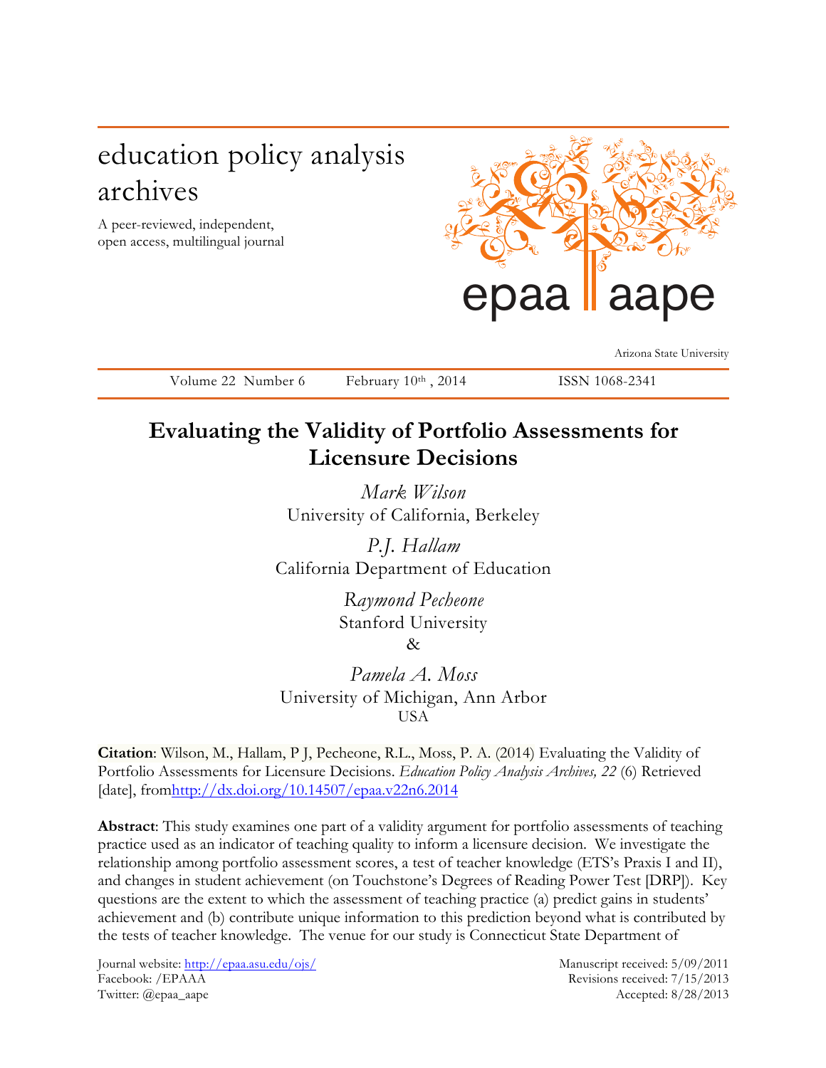education policy analysis archives

A peer-reviewed, independent, open access, multilingual journal

epaa aape

Arizona State University

Volume 22 Number 6 February 10th, 2014 ISSN 1068-2341

# Evaluating the Validity of Portfolio Assessments for Licensure Decisions

*Mark Wilson*
University of California, Berkeley

*P.J. Hallam*
California Department of Education

*Raymond Pecheone*
Stanford University
&

*Pamela A. Moss*
University of Michigan, Ann Arbor
USA

**Citation**: Wilson, M., Hallam, P J, Pecheone, R.L., Moss, P. A. (2014) Evaluating the Validity of Portfolio Assessments for Licensure Decisions. *Education Policy Analysis Archives, 22* (6) Retrieved [date], from http://dx.doi.org/10.14507/epaa.v22n6.2014

**Abstract**: This study examines one part of a validity argument for portfolio assessments of teaching practice used as an indicator of teaching quality to inform a licensure decision. We investigate the relationship among portfolio assessment scores, a test of teacher knowledge (ETS's Praxis I and II), and changes in student achievement (on Touchstone's Degrees of Reading Power Test [DRP]). Key questions are the extent to which the assessment of teaching practice (a) predict gains in students' achievement and (b) contribute unique information to this prediction beyond what is contributed by the tests of teacher knowledge. The venue for our study is Connecticut State Department of

Journal website: http://epaa.asu.edu/ojs/
Facebook: /EPAAA
Twitter: @epaa_aape

Manuscript received: 5/09/2011
Revisions received: 7/15/2013
Accepted: 8/28/2013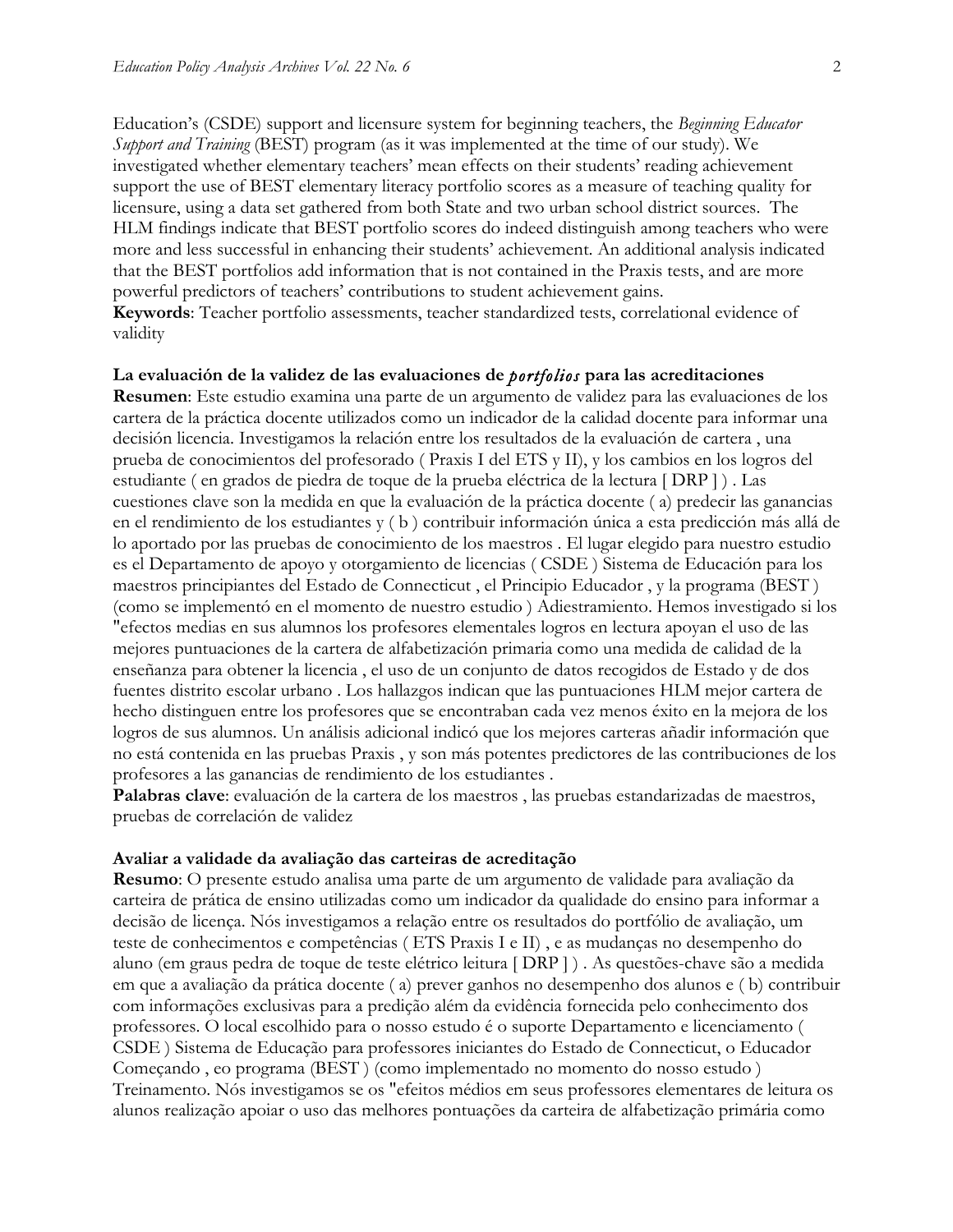Education's (CSDE) support and licensure system for beginning teachers, the *Beginning Educator Support and Training* (BEST) program (as it was implemented at the time of our study). We investigated whether elementary teachers' mean effects on their students' reading achievement support the use of BEST elementary literacy portfolio scores as a measure of teaching quality for licensure, using a data set gathered from both State and two urban school district sources. The HLM findings indicate that BEST portfolio scores do indeed distinguish among teachers who were more and less successful in enhancing their students' achievement. An additional analysis indicated that the BEST portfolios add information that is not contained in the Praxis tests, and are more powerful predictors of teachers' contributions to student achievement gains.

**Keywords**: Teacher portfolio assessments, teacher standardized tests, correlational evidence of validity

**La evaluación de la validez de las evaluaciones de *portfolios* para las acreditaciones**

**Resumen**: Este estudio examina una parte de un argumento de validez para las evaluaciones de los cartera de la práctica docente utilizados como un indicador de la calidad docente para informar una decisión licencia. Investigamos la relación entre los resultados de la evaluación de cartera , una prueba de conocimientos del profesorado ( Praxis I del ETS y II), y los cambios en los logros del estudiante ( en grados de piedra de toque de la prueba eléctrica de la lectura [ DRP ] ) . Las cuestiones clave son la medida en que la evaluación de la práctica docente ( a) predecir las ganancias en el rendimiento de los estudiantes y ( b ) contribuir información única a esta predicción más allá de lo aportado por las pruebas de conocimiento de los maestros . El lugar elegido para nuestro estudio es el Departamento de apoyo y otorgamiento de licencias ( CSDE ) Sistema de Educación para los maestros principiantes del Estado de Connecticut , el Principio Educador , y la programa (BEST ) (como se implementó en el momento de nuestro estudio ) Adiestramiento. Hemos investigado si los "efectos medias en sus alumnos los profesores elementales logros en lectura apoyan el uso de las mejores puntuaciones de la cartera de alfabetización primaria como una medida de calidad de la enseñanza para obtener la licencia , el uso de un conjunto de datos recogidos de Estado y de dos fuentes distrito escolar urbano . Los hallazgos indican que las puntuaciones HLM mejor cartera de hecho distinguen entre los profesores que se encontraban cada vez menos éxito en la mejora de los logros de sus alumnos. Un análisis adicional indicó que los mejores carteras añadir información que no está contenida en las pruebas Praxis , y son más potentes predictores de las contribuciones de los profesores a las ganancias de rendimiento de los estudiantes .

**Palabras clave**: evaluación de la cartera de los maestros , las pruebas estandarizadas de maestros, pruebas de correlación de validez

**Avaliar a validade da avaliação das carteiras de acreditação**

**Resumo**: O presente estudo analisa uma parte de um argumento de validade para avaliação da carteira de prática de ensino utilizadas como um indicador da qualidade do ensino para informar a decisão de licença. Nós investigamos a relação entre os resultados do portfólio de avaliação, um teste de conhecimentos e competências ( ETS Praxis I e II) , e as mudanças no desempenho do aluno (em graus pedra de toque de teste elétrico leitura [ DRP ] ) . As questões-chave são a medida em que a avaliação da prática docente ( a) prever ganhos no desempenho dos alunos e ( b) contribuir com informações exclusivas para a predição além da evidência fornecida pelo conhecimento dos professores. O local escolhido para o nosso estudo é o suporte Departamento e licenciamento ( CSDE ) Sistema de Educação para professores iniciantes do Estado de Connecticut, o Educador Começando , eo programa (BEST ) (como implementado no momento do nosso estudo ) Treinamento. Nós investigamos se os "efeitos médios em seus professores elementares de leitura os alunos realização apoiar o uso das melhores pontuações da carteira de alfabetização primária como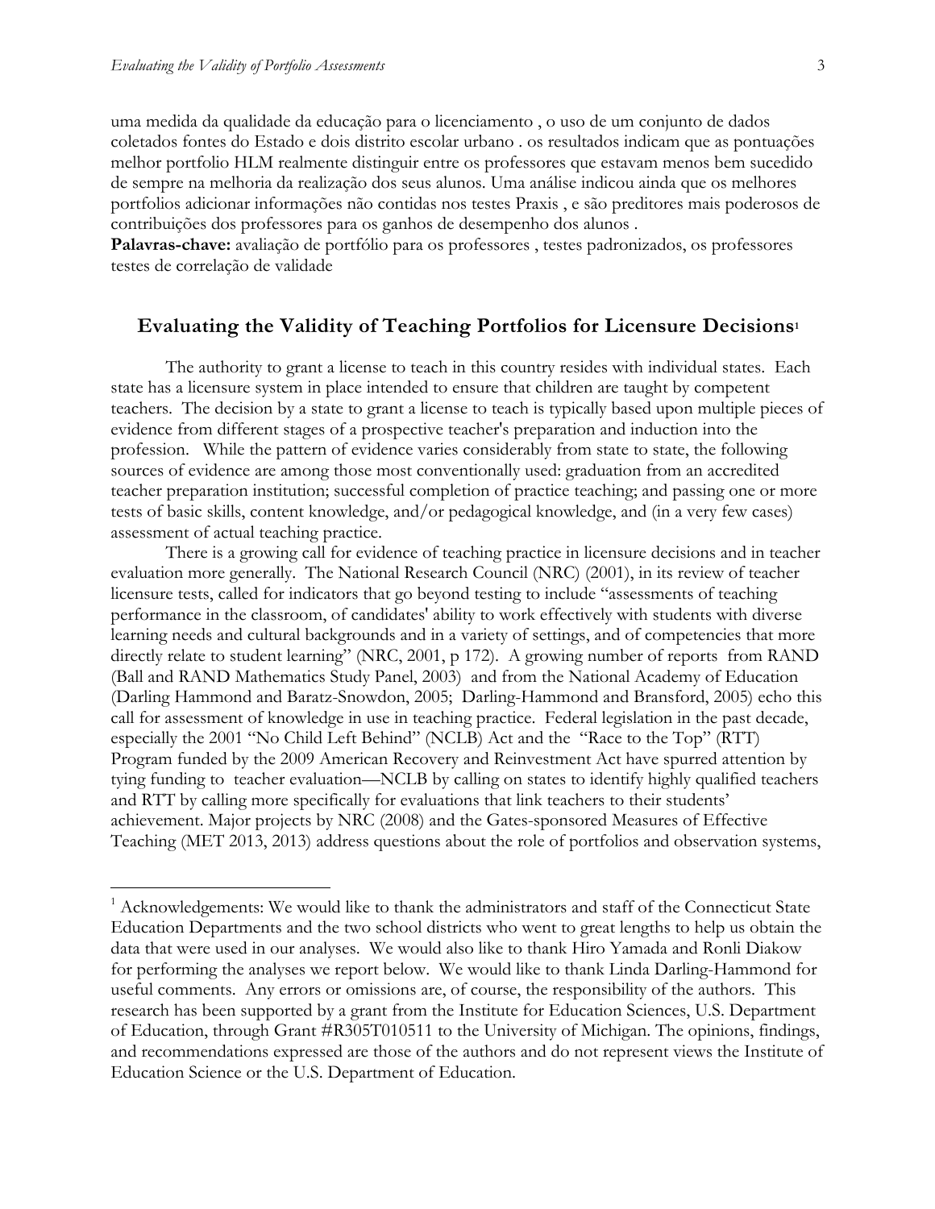uma medida da qualidade da educação para o licenciamento , o uso de um conjunto de dados coletados fontes do Estado e dois distrito escolar urbano . os resultados indicam que as pontuações melhor portfolio HLM realmente distinguir entre os professores que estavam menos bem sucedido de sempre na melhoria da realização dos seus alunos. Uma análise indicou ainda que os melhores portfolios adicionar informações não contidas nos testes Praxis , e são preditores mais poderosos de contribuições dos professores para os ganhos de desempenho dos alunos .

**Palavras-chave:** avaliação de portfólio para os professores , testes padronizados, os professores testes de correlação de validade

## Evaluating the Validity of Teaching Portfolios for Licensure Decisions[1]

The authority to grant a license to teach in this country resides with individual states. Each state has a licensure system in place intended to ensure that children are taught by competent teachers. The decision by a state to grant a license to teach is typically based upon multiple pieces of evidence from different stages of a prospective teacher's preparation and induction into the profession. While the pattern of evidence varies considerably from state to state, the following sources of evidence are among those most conventionally used: graduation from an accredited teacher preparation institution; successful completion of practice teaching; and passing one or more tests of basic skills, content knowledge, and/or pedagogical knowledge, and (in a very few cases) assessment of actual teaching practice.

There is a growing call for evidence of teaching practice in licensure decisions and in teacher evaluation more generally. The National Research Council (NRC) (2001), in its review of teacher licensure tests, called for indicators that go beyond testing to include "assessments of teaching performance in the classroom, of candidates' ability to work effectively with students with diverse learning needs and cultural backgrounds and in a variety of settings, and of competencies that more directly relate to student learning" (NRC, 2001, p 172). A growing number of reports from RAND (Ball and RAND Mathematics Study Panel, 2003) and from the National Academy of Education (Darling Hammond and Baratz-Snowdon, 2005; Darling-Hammond and Bransford, 2005) echo this call for assessment of knowledge in use in teaching practice. Federal legislation in the past decade, especially the 2001 "No Child Left Behind" (NCLB) Act and the "Race to the Top" (RTT) Program funded by the 2009 American Recovery and Reinvestment Act have spurred attention by tying funding to teacher evaluation—NCLB by calling on states to identify highly qualified teachers and RTT by calling more specifically for evaluations that link teachers to their students' achievement. Major projects by NRC (2008) and the Gates-sponsored Measures of Effective Teaching (MET 2013, 2013) address questions about the role of portfolios and observation systems,

---

[1] Acknowledgements: We would like to thank the administrators and staff of the Connecticut State Education Departments and the two school districts who went to great lengths to help us obtain the data that were used in our analyses. We would also like to thank Hiro Yamada and Ronli Diakow for performing the analyses we report below. We would like to thank Linda Darling-Hammond for useful comments. Any errors or omissions are, of course, the responsibility of the authors. This research has been supported by a grant from the Institute for Education Sciences, U.S. Department of Education, through Grant #R305T010511 to the University of Michigan. The opinions, findings, and recommendations expressed are those of the authors and do not represent views the Institute of Education Science or the U.S. Department of Education.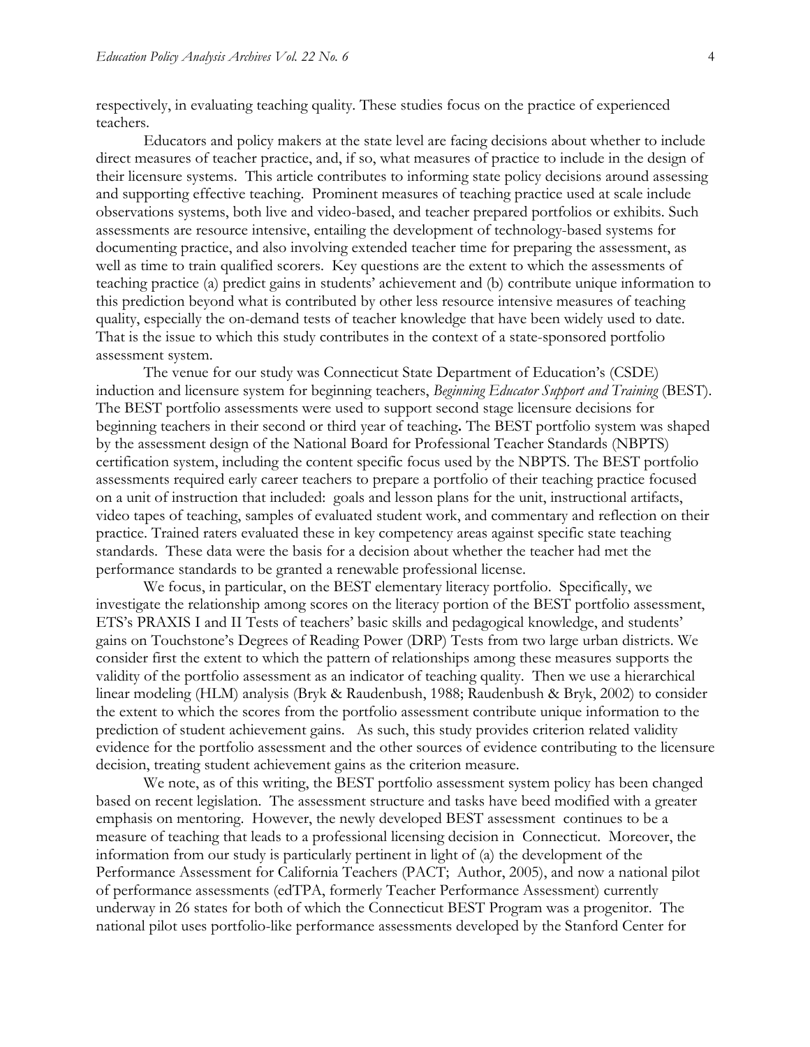respectively, in evaluating teaching quality. These studies focus on the practice of experienced teachers.

Educators and policy makers at the state level are facing decisions about whether to include direct measures of teacher practice, and, if so, what measures of practice to include in the design of their licensure systems. This article contributes to informing state policy decisions around assessing and supporting effective teaching. Prominent measures of teaching practice used at scale include observations systems, both live and video-based, and teacher prepared portfolios or exhibits. Such assessments are resource intensive, entailing the development of technology-based systems for documenting practice, and also involving extended teacher time for preparing the assessment, as well as time to train qualified scorers. Key questions are the extent to which the assessments of teaching practice (a) predict gains in students' achievement and (b) contribute unique information to this prediction beyond what is contributed by other less resource intensive measures of teaching quality, especially the on-demand tests of teacher knowledge that have been widely used to date. That is the issue to which this study contributes in the context of a state-sponsored portfolio assessment system.

The venue for our study was Connecticut State Department of Education's (CSDE) induction and licensure system for beginning teachers, *Beginning Educator Support and Training* (BEST). The BEST portfolio assessments were used to support second stage licensure decisions for beginning teachers in their second or third year of teaching**.** The BEST portfolio system was shaped by the assessment design of the National Board for Professional Teacher Standards (NBPTS) certification system, including the content specific focus used by the NBPTS. The BEST portfolio assessments required early career teachers to prepare a portfolio of their teaching practice focused on a unit of instruction that included: goals and lesson plans for the unit, instructional artifacts, video tapes of teaching, samples of evaluated student work, and commentary and reflection on their practice. Trained raters evaluated these in key competency areas against specific state teaching standards. These data were the basis for a decision about whether the teacher had met the performance standards to be granted a renewable professional license.

We focus, in particular, on the BEST elementary literacy portfolio. Specifically, we investigate the relationship among scores on the literacy portion of the BEST portfolio assessment, ETS's PRAXIS I and II Tests of teachers' basic skills and pedagogical knowledge, and students' gains on Touchstone's Degrees of Reading Power (DRP) Tests from two large urban districts. We consider first the extent to which the pattern of relationships among these measures supports the validity of the portfolio assessment as an indicator of teaching quality. Then we use a hierarchical linear modeling (HLM) analysis (Bryk & Raudenbush, 1988; Raudenbush & Bryk, 2002) to consider the extent to which the scores from the portfolio assessment contribute unique information to the prediction of student achievement gains. As such, this study provides criterion related validity evidence for the portfolio assessment and the other sources of evidence contributing to the licensure decision, treating student achievement gains as the criterion measure.

We note, as of this writing, the BEST portfolio assessment system policy has been changed based on recent legislation. The assessment structure and tasks have beed modified with a greater emphasis on mentoring. However, the newly developed BEST assessment continues to be a measure of teaching that leads to a professional licensing decision in Connecticut. Moreover, the information from our study is particularly pertinent in light of (a) the development of the Performance Assessment for California Teachers (PACT; Author, 2005), and now a national pilot of performance assessments (edTPA, formerly Teacher Performance Assessment) currently underway in 26 states for both of which the Connecticut BEST Program was a progenitor. The national pilot uses portfolio-like performance assessments developed by the Stanford Center for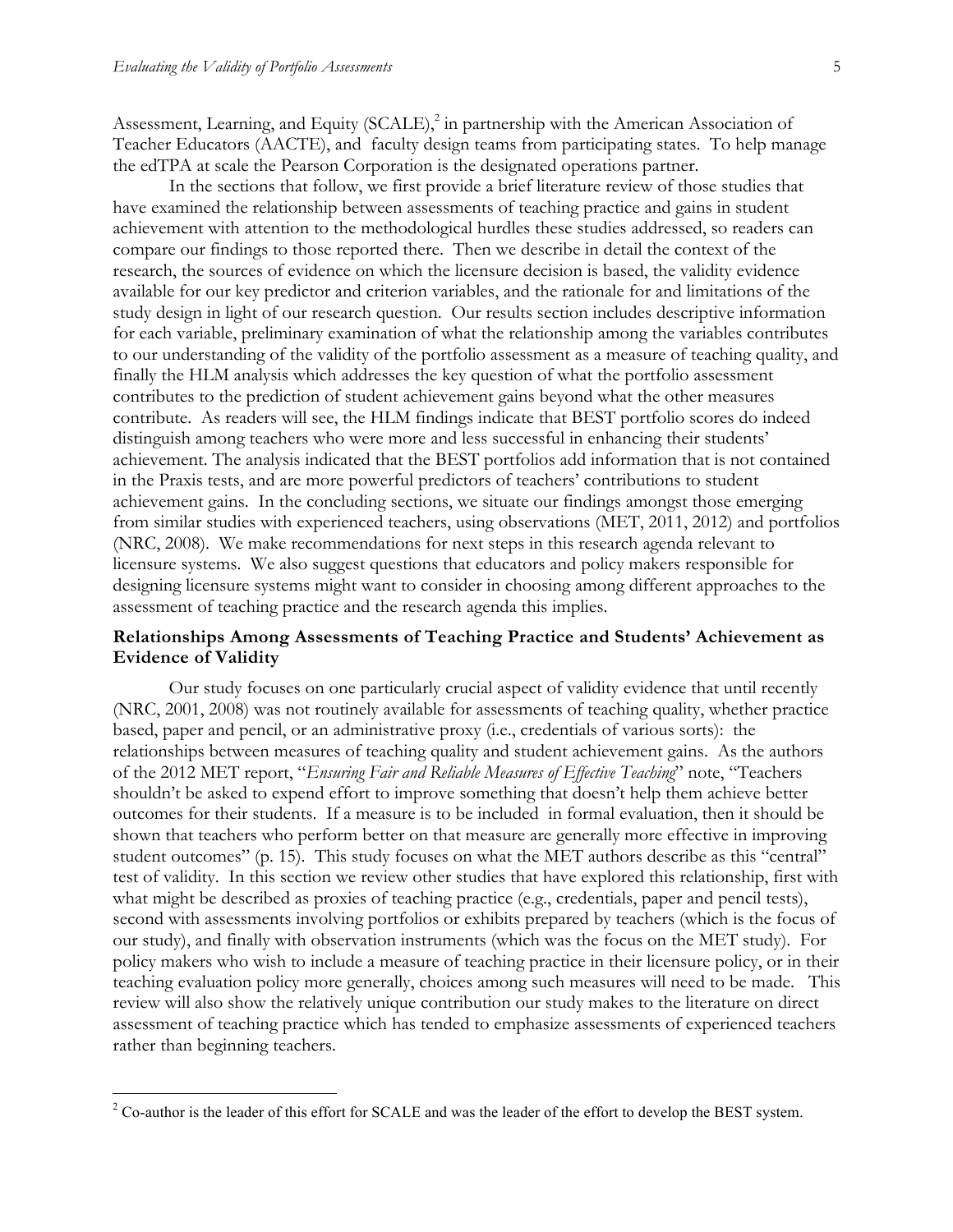Assessment, Learning, and Equity (SCALE),[2] in partnership with the American Association of Teacher Educators (AACTE), and faculty design teams from participating states. To help manage the edTPA at scale the Pearson Corporation is the designated operations partner.

In the sections that follow, we first provide a brief literature review of those studies that have examined the relationship between assessments of teaching practice and gains in student achievement with attention to the methodological hurdles these studies addressed, so readers can compare our findings to those reported there. Then we describe in detail the context of the research, the sources of evidence on which the licensure decision is based, the validity evidence available for our key predictor and criterion variables, and the rationale for and limitations of the study design in light of our research question. Our results section includes descriptive information for each variable, preliminary examination of what the relationship among the variables contributes to our understanding of the validity of the portfolio assessment as a measure of teaching quality, and finally the HLM analysis which addresses the key question of what the portfolio assessment contributes to the prediction of student achievement gains beyond what the other measures contribute. As readers will see, the HLM findings indicate that BEST portfolio scores do indeed distinguish among teachers who were more and less successful in enhancing their students' achievement. The analysis indicated that the BEST portfolios add information that is not contained in the Praxis tests, and are more powerful predictors of teachers' contributions to student achievement gains. In the concluding sections, we situate our findings amongst those emerging from similar studies with experienced teachers, using observations (MET, 2011, 2012) and portfolios (NRC, 2008). We make recommendations for next steps in this research agenda relevant to licensure systems. We also suggest questions that educators and policy makers responsible for designing licensure systems might want to consider in choosing among different approaches to the assessment of teaching practice and the research agenda this implies.

## Relationships Among Assessments of Teaching Practice and Students' Achievement as Evidence of Validity

Our study focuses on one particularly crucial aspect of validity evidence that until recently (NRC, 2001, 2008) was not routinely available for assessments of teaching quality, whether practice based, paper and pencil, or an administrative proxy (i.e., credentials of various sorts): the relationships between measures of teaching quality and student achievement gains. As the authors of the 2012 MET report, "*Ensuring Fair and Reliable Measures of Effective Teaching*" note, "Teachers shouldn't be asked to expend effort to improve something that doesn't help them achieve better outcomes for their students. If a measure is to be included in formal evaluation, then it should be shown that teachers who perform better on that measure are generally more effective in improving student outcomes" (p. 15). This study focuses on what the MET authors describe as this "central" test of validity. In this section we review other studies that have explored this relationship, first with what might be described as proxies of teaching practice (e.g., credentials, paper and pencil tests), second with assessments involving portfolios or exhibits prepared by teachers (which is the focus of our study), and finally with observation instruments (which was the focus on the MET study). For policy makers who wish to include a measure of teaching practice in their licensure policy, or in their teaching evaluation policy more generally, choices among such measures will need to be made. This review will also show the relatively unique contribution our study makes to the literature on direct assessment of teaching practice which has tended to emphasize assessments of experienced teachers rather than beginning teachers.

[2] Co-author is the leader of this effort for SCALE and was the leader of the effort to develop the BEST system.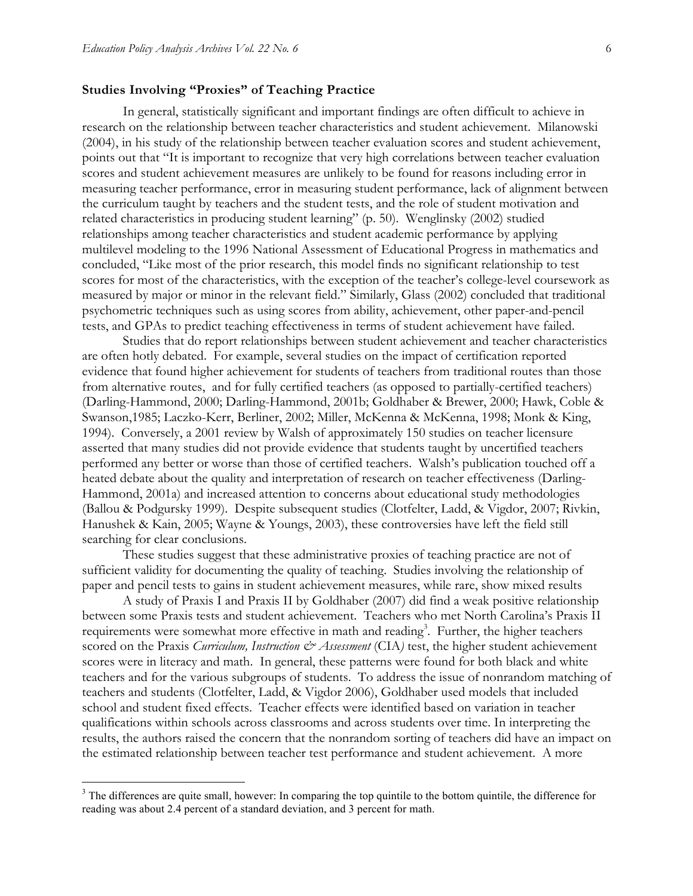### Studies Involving "Proxies" of Teaching Practice

In general, statistically significant and important findings are often difficult to achieve in research on the relationship between teacher characteristics and student achievement. Milanowski (2004), in his study of the relationship between teacher evaluation scores and student achievement, points out that "It is important to recognize that very high correlations between teacher evaluation scores and student achievement measures are unlikely to be found for reasons including error in measuring teacher performance, error in measuring student performance, lack of alignment between the curriculum taught by teachers and the student tests, and the role of student motivation and related characteristics in producing student learning" (p. 50). Wenglinsky (2002) studied relationships among teacher characteristics and student academic performance by applying multilevel modeling to the 1996 National Assessment of Educational Progress in mathematics and concluded, "Like most of the prior research, this model finds no significant relationship to test scores for most of the characteristics, with the exception of the teacher's college-level coursework as measured by major or minor in the relevant field." Similarly, Glass (2002) concluded that traditional psychometric techniques such as using scores from ability, achievement, other paper-and-pencil tests, and GPAs to predict teaching effectiveness in terms of student achievement have failed.

Studies that do report relationships between student achievement and teacher characteristics are often hotly debated. For example, several studies on the impact of certification reported evidence that found higher achievement for students of teachers from traditional routes than those from alternative routes, and for fully certified teachers (as opposed to partially-certified teachers) (Darling-Hammond, 2000; Darling-Hammond, 2001b; Goldhaber & Brewer, 2000; Hawk, Coble & Swanson,1985; Laczko-Kerr, Berliner, 2002; Miller, McKenna & McKenna, 1998; Monk & King, 1994). Conversely, a 2001 review by Walsh of approximately 150 studies on teacher licensure asserted that many studies did not provide evidence that students taught by uncertified teachers performed any better or worse than those of certified teachers. Walsh's publication touched off a heated debate about the quality and interpretation of research on teacher effectiveness (Darling-Hammond, 2001a) and increased attention to concerns about educational study methodologies (Ballou & Podgursky 1999). Despite subsequent studies (Clotfelter, Ladd, & Vigdor, 2007; Rivkin, Hanushek & Kain, 2005; Wayne & Youngs, 2003), these controversies have left the field still searching for clear conclusions.

These studies suggest that these administrative proxies of teaching practice are not of sufficient validity for documenting the quality of teaching. Studies involving the relationship of paper and pencil tests to gains in student achievement measures, while rare, show mixed results

A study of Praxis I and Praxis II by Goldhaber (2007) did find a weak positive relationship between some Praxis tests and student achievement. Teachers who met North Carolina's Praxis II requirements were somewhat more effective in math and reading[3]. Further, the higher teachers scored on the Praxis *Curriculum, Instruction & Assessment* (CIA) test, the higher student achievement scores were in literacy and math. In general, these patterns were found for both black and white teachers and for the various subgroups of students. To address the issue of nonrandom matching of teachers and students (Clotfelter, Ladd, & Vigdor 2006), Goldhaber used models that included school and student fixed effects. Teacher effects were identified based on variation in teacher qualifications within schools across classrooms and across students over time. In interpreting the results, the authors raised the concern that the nonrandom sorting of teachers did have an impact on the estimated relationship between teacher test performance and student achievement. A more

[3] The differences are quite small, however: In comparing the top quintile to the bottom quintile, the difference for reading was about 2.4 percent of a standard deviation, and 3 percent for math.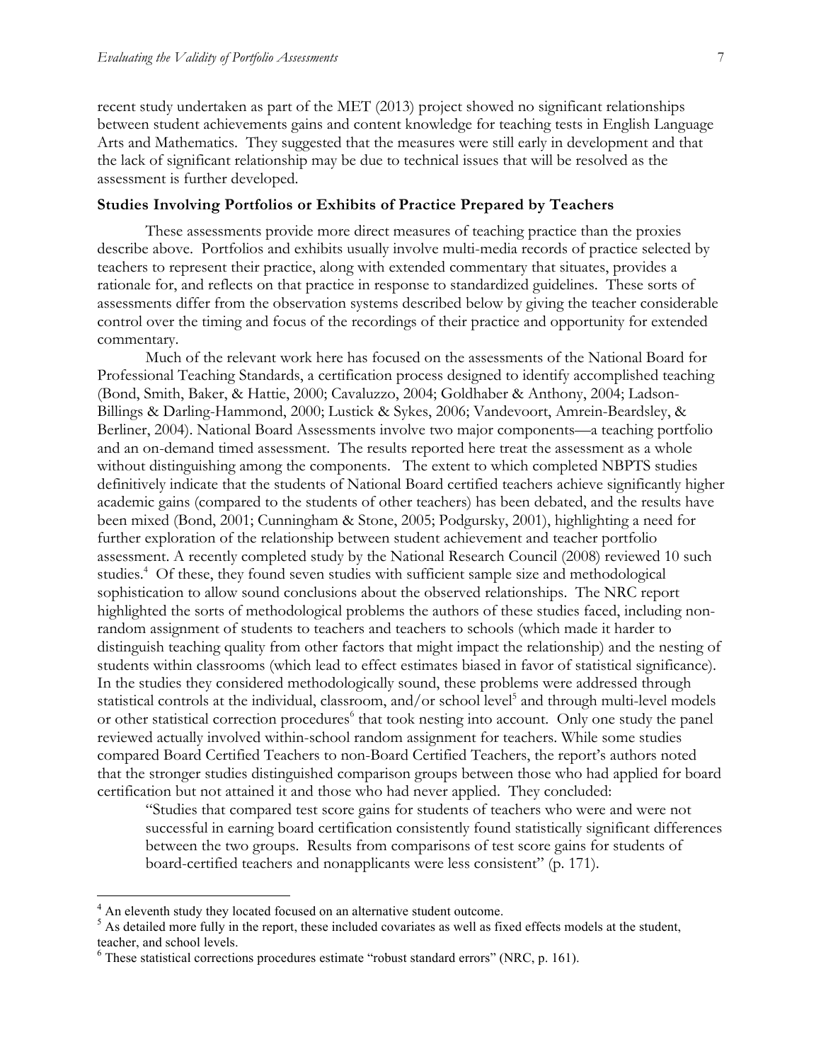recent study undertaken as part of the MET (2013) project showed no significant relationships between student achievements gains and content knowledge for teaching tests in English Language Arts and Mathematics. They suggested that the measures were still early in development and that the lack of significant relationship may be due to technical issues that will be resolved as the assessment is further developed.

### Studies Involving Portfolios or Exhibits of Practice Prepared by Teachers

These assessments provide more direct measures of teaching practice than the proxies describe above. Portfolios and exhibits usually involve multi-media records of practice selected by teachers to represent their practice, along with extended commentary that situates, provides a rationale for, and reflects on that practice in response to standardized guidelines. These sorts of assessments differ from the observation systems described below by giving the teacher considerable control over the timing and focus of the recordings of their practice and opportunity for extended commentary.

Much of the relevant work here has focused on the assessments of the National Board for Professional Teaching Standards, a certification process designed to identify accomplished teaching (Bond, Smith, Baker, & Hattie, 2000; Cavaluzzo, 2004; Goldhaber & Anthony, 2004; Ladson-Billings & Darling-Hammond, 2000; Lustick & Sykes, 2006; Vandevoort, Amrein-Beardsley, & Berliner, 2004). National Board Assessments involve two major components—a teaching portfolio and an on-demand timed assessment. The results reported here treat the assessment as a whole without distinguishing among the components. The extent to which completed NBPTS studies definitively indicate that the students of National Board certified teachers achieve significantly higher academic gains (compared to the students of other teachers) has been debated, and the results have been mixed (Bond, 2001; Cunningham & Stone, 2005; Podgursky, 2001), highlighting a need for further exploration of the relationship between student achievement and teacher portfolio assessment. A recently completed study by the National Research Council (2008) reviewed 10 such studies.[4] Of these, they found seven studies with sufficient sample size and methodological sophistication to allow sound conclusions about the observed relationships. The NRC report highlighted the sorts of methodological problems the authors of these studies faced, including non-random assignment of students to teachers and teachers to schools (which made it harder to distinguish teaching quality from other factors that might impact the relationship) and the nesting of students within classrooms (which lead to effect estimates biased in favor of statistical significance). In the studies they considered methodologically sound, these problems were addressed through statistical controls at the individual, classroom, and/or school level[5] and through multi-level models or other statistical correction procedures[6] that took nesting into account. Only one study the panel reviewed actually involved within-school random assignment for teachers. While some studies compared Board Certified Teachers to non-Board Certified Teachers, the report's authors noted that the stronger studies distinguished comparison groups between those who had applied for board certification but not attained it and those who had never applied. They concluded:

> "Studies that compared test score gains for students of teachers who were and were not successful in earning board certification consistently found statistically significant differences between the two groups. Results from comparisons of test score gains for students of board-certified teachers and nonapplicants were less consistent" (p. 171).

---

[4] An eleventh study they located focused on an alternative student outcome.

[5] As detailed more fully in the report, these included covariates as well as fixed effects models at the student, teacher, and school levels.

[6] These statistical corrections procedures estimate "robust standard errors" (NRC, p. 161).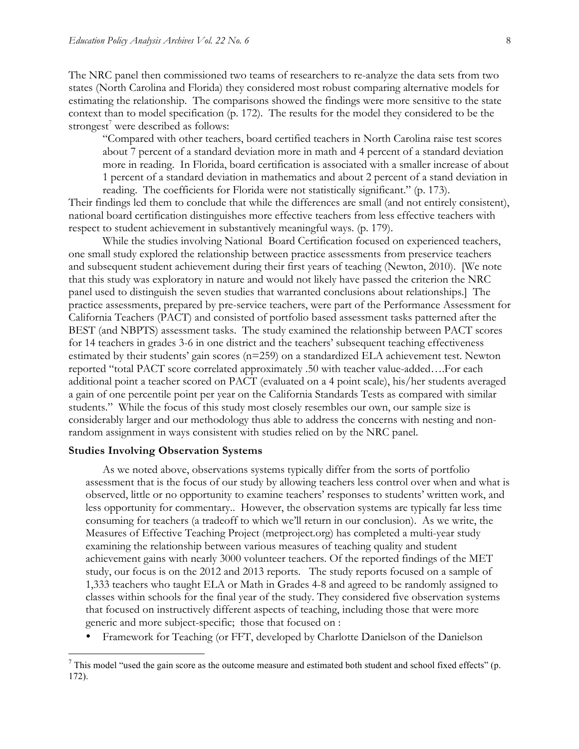The NRC panel then commissioned two teams of researchers to re-analyze the data sets from two states (North Carolina and Florida) they considered most robust comparing alternative models for estimating the relationship. The comparisons showed the findings were more sensitive to the state context than to model specification (p. 172). The results for the model they considered to be the strongest[7] were described as follows:

> "Compared with other teachers, board certified teachers in North Carolina raise test scores about 7 percent of a standard deviation more in math and 4 percent of a standard deviation more in reading. In Florida, board certification is associated with a smaller increase of about 1 percent of a standard deviation in mathematics and about 2 percent of a stand deviation in reading. The coefficients for Florida were not statistically significant." (p. 173).

Their findings led them to conclude that while the differences are small (and not entirely consistent), national board certification distinguishes more effective teachers from less effective teachers with respect to student achievement in substantively meaningful ways. (p. 179).

While the studies involving National Board Certification focused on experienced teachers, one small study explored the relationship between practice assessments from preservice teachers and subsequent student achievement during their first years of teaching (Newton, 2010). [We note that this study was exploratory in nature and would not likely have passed the criterion the NRC panel used to distinguish the seven studies that warranted conclusions about relationships.] The practice assessments, prepared by pre-service teachers, were part of the Performance Assessment for California Teachers (PACT) and consisted of portfolio based assessment tasks patterned after the BEST (and NBPTS) assessment tasks. The study examined the relationship between PACT scores for 14 teachers in grades 3-6 in one district and the teachers' subsequent teaching effectiveness estimated by their students' gain scores (n=259) on a standardized ELA achievement test. Newton reported "total PACT score correlated approximately .50 with teacher value-added….For each additional point a teacher scored on PACT (evaluated on a 4 point scale), his/her students averaged a gain of one percentile point per year on the California Standards Tests as compared with similar students." While the focus of this study most closely resembles our own, our sample size is considerably larger and our methodology thus able to address the concerns with nesting and non-random assignment in ways consistent with studies relied on by the NRC panel.

### Studies Involving Observation Systems

As we noted above, observations systems typically differ from the sorts of portfolio assessment that is the focus of our study by allowing teachers less control over when and what is observed, little or no opportunity to examine teachers' responses to students' written work, and less opportunity for commentary.. However, the observation systems are typically far less time consuming for teachers (a tradeoff to which we'll return in our conclusion). As we write, the Measures of Effective Teaching Project (metproject.org) has completed a multi-year study examining the relationship between various measures of teaching quality and student achievement gains with nearly 3000 volunteer teachers. Of the reported findings of the MET study, our focus is on the 2012 and 2013 reports. The study reports focused on a sample of 1,333 teachers who taught ELA or Math in Grades 4-8 and agreed to be randomly assigned to classes within schools for the final year of the study. They considered five observation systems that focused on instructively different aspects of teaching, including those that were more generic and more subject-specific; those that focused on :

- Framework for Teaching (or FFT, developed by Charlotte Danielson of the Danielson

---

[7] This model "used the gain score as the outcome measure and estimated both student and school fixed effects" (p. 172).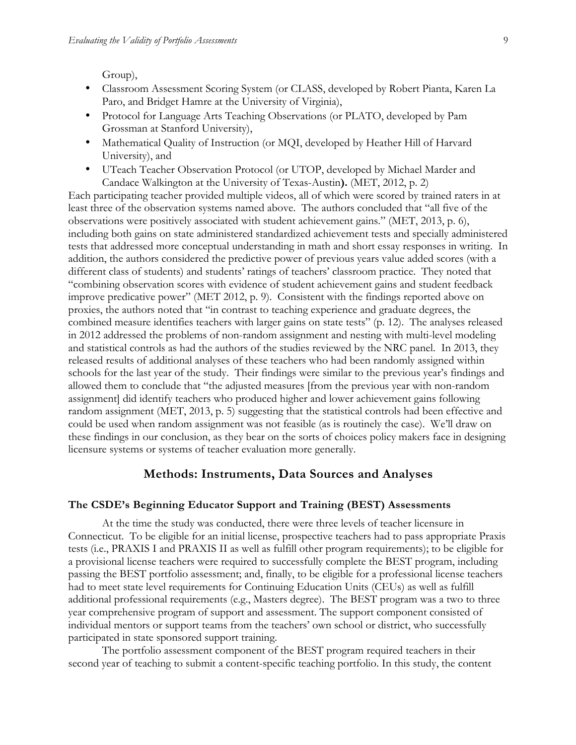Group),

- Classroom Assessment Scoring System (or CLASS, developed by Robert Pianta, Karen La Paro, and Bridget Hamre at the University of Virginia),
- Protocol for Language Arts Teaching Observations (or PLATO, developed by Pam Grossman at Stanford University),
- Mathematical Quality of Instruction (or MQI, developed by Heather Hill of Harvard University), and
- UTeach Teacher Observation Protocol (or UTOP, developed by Michael Marder and Candace Walkington at the University of Texas-Austin**).** (MET, 2012, p. 2)

Each participating teacher provided multiple videos, all of which were scored by trained raters in at least three of the observation systems named above. The authors concluded that "all five of the observations were positively associated with student achievement gains." (MET, 2013, p. 6), including both gains on state administered standardized achievement tests and specially administered tests that addressed more conceptual understanding in math and short essay responses in writing. In addition, the authors considered the predictive power of previous years value added scores (with a different class of students) and students' ratings of teachers' classroom practice. They noted that "combining observation scores with evidence of student achievement gains and student feedback improve predicative power" (MET 2012, p. 9). Consistent with the findings reported above on proxies, the authors noted that "in contrast to teaching experience and graduate degrees, the combined measure identifies teachers with larger gains on state tests" (p. 12). The analyses released in 2012 addressed the problems of non-random assignment and nesting with multi-level modeling and statistical controls as had the authors of the studies reviewed by the NRC panel. In 2013, they released results of additional analyses of these teachers who had been randomly assigned within schools for the last year of the study. Their findings were similar to the previous year's findings and allowed them to conclude that "the adjusted measures [from the previous year with non-random assignment] did identify teachers who produced higher and lower achievement gains following random assignment (MET, 2013, p. 5) suggesting that the statistical controls had been effective and could be used when random assignment was not feasible (as is routinely the case). We'll draw on these findings in our conclusion, as they bear on the sorts of choices policy makers face in designing licensure systems or systems of teacher evaluation more generally.

## Methods: Instruments, Data Sources and Analyses

### The CSDE's Beginning Educator Support and Training (BEST) Assessments

At the time the study was conducted, there were three levels of teacher licensure in Connecticut. To be eligible for an initial license, prospective teachers had to pass appropriate Praxis tests (i.e., PRAXIS I and PRAXIS II as well as fulfill other program requirements); to be eligible for a provisional license teachers were required to successfully complete the BEST program, including passing the BEST portfolio assessment; and, finally, to be eligible for a professional license teachers had to meet state level requirements for Continuing Education Units (CEUs) as well as fulfill additional professional requirements (e.g., Masters degree). The BEST program was a two to three year comprehensive program of support and assessment. The support component consisted of individual mentors or support teams from the teachers' own school or district, who successfully participated in state sponsored support training.

The portfolio assessment component of the BEST program required teachers in their second year of teaching to submit a content-specific teaching portfolio. In this study, the content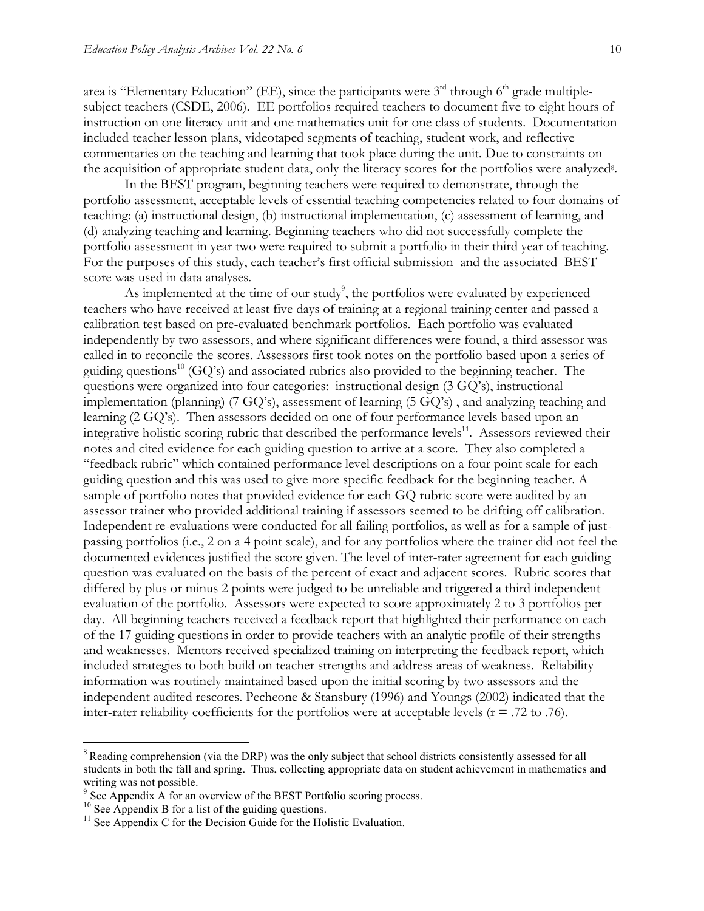area is "Elementary Education" (EE), since the participants were 3rd through 6th grade multiple-subject teachers (CSDE, 2006). EE portfolios required teachers to document five to eight hours of instruction on one literacy unit and one mathematics unit for one class of students. Documentation included teacher lesson plans, videotaped segments of teaching, student work, and reflective commentaries on the teaching and learning that took place during the unit. Due to constraints on the acquisition of appropriate student data, only the literacy scores for the portfolios were analyzed[8].

In the BEST program, beginning teachers were required to demonstrate, through the portfolio assessment, acceptable levels of essential teaching competencies related to four domains of teaching: (a) instructional design, (b) instructional implementation, (c) assessment of learning, and (d) analyzing teaching and learning. Beginning teachers who did not successfully complete the portfolio assessment in year two were required to submit a portfolio in their third year of teaching. For the purposes of this study, each teacher's first official submission and the associated BEST score was used in data analyses.

As implemented at the time of our study[9], the portfolios were evaluated by experienced teachers who have received at least five days of training at a regional training center and passed a calibration test based on pre-evaluated benchmark portfolios. Each portfolio was evaluated independently by two assessors, and where significant differences were found, a third assessor was called in to reconcile the scores. Assessors first took notes on the portfolio based upon a series of guiding questions[10] (GQ's) and associated rubrics also provided to the beginning teacher. The questions were organized into four categories: instructional design (3 GQ's), instructional implementation (planning) (7 GQ's), assessment of learning (5 GQ's) , and analyzing teaching and learning (2 GQ's). Then assessors decided on one of four performance levels based upon an integrative holistic scoring rubric that described the performance levels[11]. Assessors reviewed their notes and cited evidence for each guiding question to arrive at a score. They also completed a "feedback rubric" which contained performance level descriptions on a four point scale for each guiding question and this was used to give more specific feedback for the beginning teacher. A sample of portfolio notes that provided evidence for each GQ rubric score were audited by an assessor trainer who provided additional training if assessors seemed to be drifting off calibration. Independent re-evaluations were conducted for all failing portfolios, as well as for a sample of just-passing portfolios (i.e., 2 on a 4 point scale), and for any portfolios where the trainer did not feel the documented evidences justified the score given. The level of inter-rater agreement for each guiding question was evaluated on the basis of the percent of exact and adjacent scores. Rubric scores that differed by plus or minus 2 points were judged to be unreliable and triggered a third independent evaluation of the portfolio. Assessors were expected to score approximately 2 to 3 portfolios per day. All beginning teachers received a feedback report that highlighted their performance on each of the 17 guiding questions in order to provide teachers with an analytic profile of their strengths and weaknesses. Mentors received specialized training on interpreting the feedback report, which included strategies to both build on teacher strengths and address areas of weakness. Reliability information was routinely maintained based upon the initial scoring by two assessors and the independent audited rescores. Pecheone & Stansbury (1996) and Youngs (2002) indicated that the inter-rater reliability coefficients for the portfolios were at acceptable levels ($r = .72$ to $.76$).

---

[8] Reading comprehension (via the DRP) was the only subject that school districts consistently assessed for all students in both the fall and spring. Thus, collecting appropriate data on student achievement in mathematics and writing was not possible.

[9] See Appendix A for an overview of the BEST Portfolio scoring process.

[10] See Appendix B for a list of the guiding questions.

[11] See Appendix C for the Decision Guide for the Holistic Evaluation.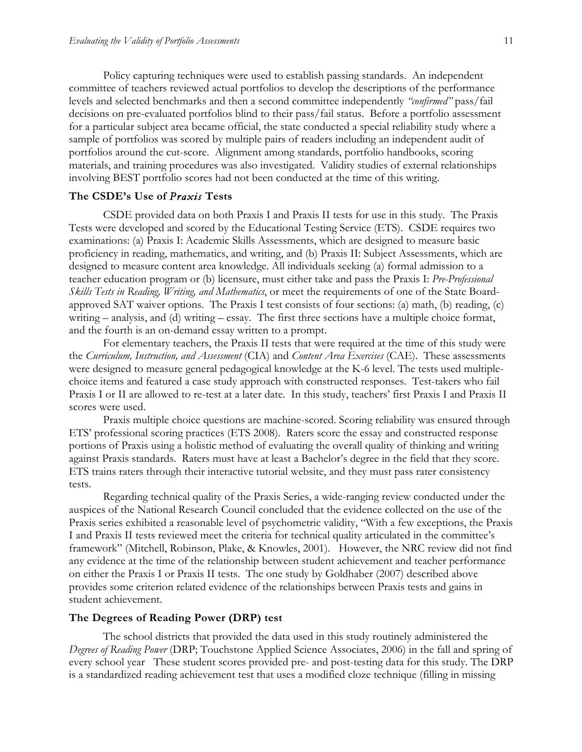Policy capturing techniques were used to establish passing standards. An independent committee of teachers reviewed actual portfolios to develop the descriptions of the performance levels and selected benchmarks and then a second committee independently *"confirmed"* pass/fail decisions on pre-evaluated portfolios blind to their pass/fail status. Before a portfolio assessment for a particular subject area became official, the state conducted a special reliability study where a sample of portfolios was scored by multiple pairs of readers including an independent audit of portfolios around the cut-score. Alignment among standards, portfolio handbooks, scoring materials, and training procedures was also investigated. Validity studies of external relationships involving BEST portfolio scores had not been conducted at the time of this writing.

### The CSDE's Use of *Praxis* Tests

CSDE provided data on both Praxis I and Praxis II tests for use in this study. The Praxis Tests were developed and scored by the Educational Testing Service (ETS). CSDE requires two examinations: (a) Praxis I: Academic Skills Assessments, which are designed to measure basic proficiency in reading, mathematics, and writing, and (b) Praxis II: Subject Assessments, which are designed to measure content area knowledge. All individuals seeking (a) formal admission to a teacher education program or (b) licensure, must either take and pass the Praxis I: *Pre-Professional Skills Tests in Reading, Writing, and Mathematics*, or meet the requirements of one of the State Board-approved SAT waiver options. The Praxis I test consists of four sections: (a) math, (b) reading, (c) writing – analysis, and (d) writing – essay. The first three sections have a multiple choice format, and the fourth is an on-demand essay written to a prompt.

For elementary teachers, the Praxis II tests that were required at the time of this study were the *Curriculum, Instruction, and Assessment* (CIA) and *Content Area Exercises* (CAE). These assessments were designed to measure general pedagogical knowledge at the K-6 level. The tests used multiple-choice items and featured a case study approach with constructed responses. Test-takers who fail Praxis I or II are allowed to re-test at a later date. In this study, teachers' first Praxis I and Praxis II scores were used.

Praxis multiple choice questions are machine-scored. Scoring reliability was ensured through ETS' professional scoring practices (ETS 2008). Raters score the essay and constructed response portions of Praxis using a holistic method of evaluating the overall quality of thinking and writing against Praxis standards. Raters must have at least a Bachelor's degree in the field that they score. ETS trains raters through their interactive tutorial website, and they must pass rater consistency tests.

Regarding technical quality of the Praxis Series, a wide-ranging review conducted under the auspices of the National Research Council concluded that the evidence collected on the use of the Praxis series exhibited a reasonable level of psychometric validity, "With a few exceptions, the Praxis I and Praxis II tests reviewed meet the criteria for technical quality articulated in the committee's framework" (Mitchell, Robinson, Plake, & Knowles, 2001). However, the NRC review did not find any evidence at the time of the relationship between student achievement and teacher performance on either the Praxis I or Praxis II tests. The one study by Goldhaber (2007) described above provides some criterion related evidence of the relationships between Praxis tests and gains in student achievement.

### The Degrees of Reading Power (DRP) test

The school districts that provided the data used in this study routinely administered the *Degrees of Reading Power* (DRP; Touchstone Applied Science Associates, 2006) in the fall and spring of every school year These student scores provided pre- and post-testing data for this study. The DRP is a standardized reading achievement test that uses a modified cloze technique (filling in missing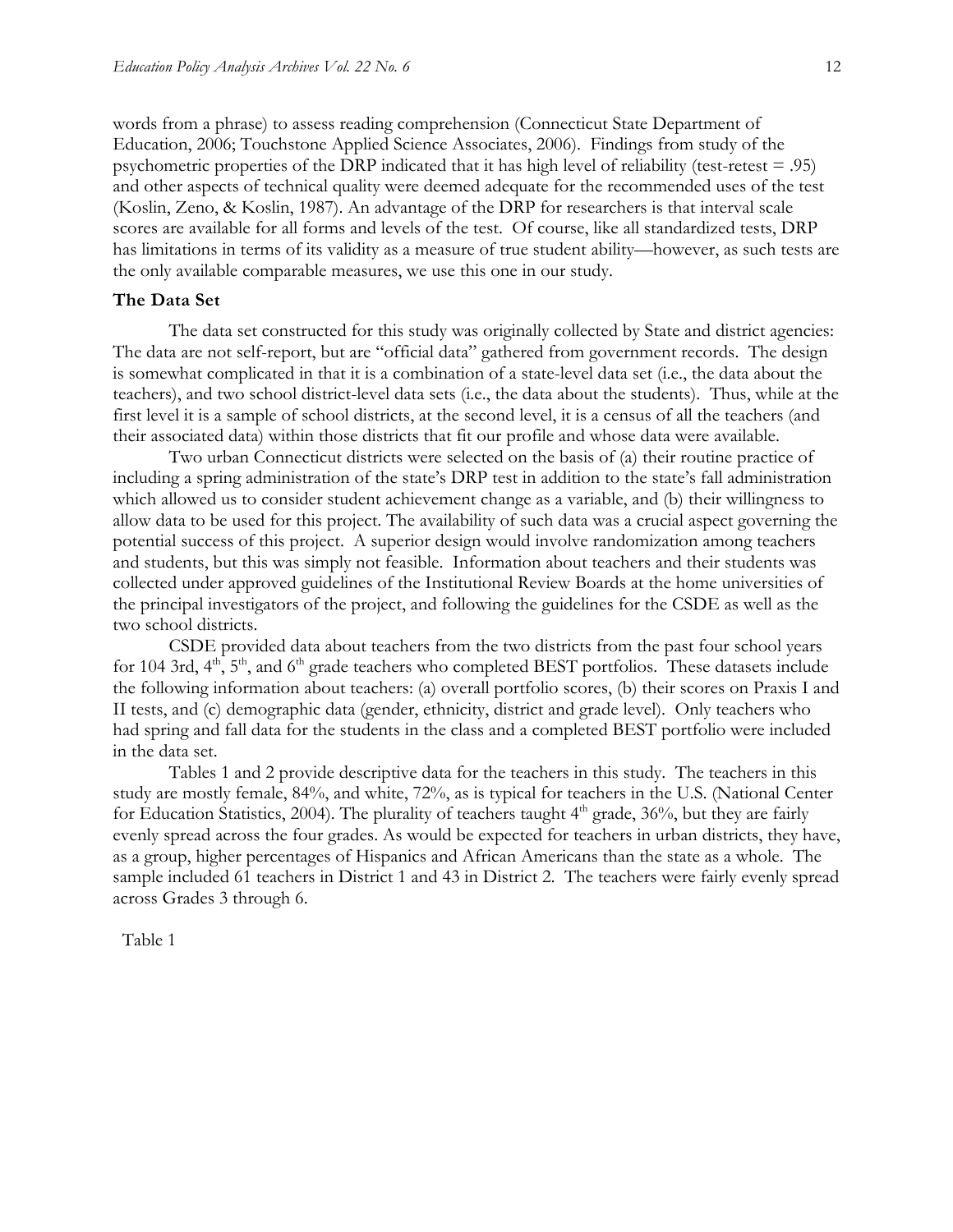words from a phrase) to assess reading comprehension (Connecticut State Department of Education, 2006; Touchstone Applied Science Associates, 2006). Findings from study of the psychometric properties of the DRP indicated that it has high level of reliability (test-retest = .95) and other aspects of technical quality were deemed adequate for the recommended uses of the test (Koslin, Zeno, & Koslin, 1987). An advantage of the DRP for researchers is that interval scale scores are available for all forms and levels of the test. Of course, like all standardized tests, DRP has limitations in terms of its validity as a measure of true student ability—however, as such tests are the only available comparable measures, we use this one in our study.

**The Data Set**

The data set constructed for this study was originally collected by State and district agencies: The data are not self-report, but are "official data" gathered from government records. The design is somewhat complicated in that it is a combination of a state-level data set (i.e., the data about the teachers), and two school district-level data sets (i.e., the data about the students). Thus, while at the first level it is a sample of school districts, at the second level, it is a census of all the teachers (and their associated data) within those districts that fit our profile and whose data were available.

Two urban Connecticut districts were selected on the basis of (a) their routine practice of including a spring administration of the state's DRP test in addition to the state's fall administration which allowed us to consider student achievement change as a variable, and (b) their willingness to allow data to be used for this project. The availability of such data was a crucial aspect governing the potential success of this project. A superior design would involve randomization among teachers and students, but this was simply not feasible. Information about teachers and their students was collected under approved guidelines of the Institutional Review Boards at the home universities of the principal investigators of the project, and following the guidelines for the CSDE as well as the two school districts.

CSDE provided data about teachers from the two districts from the past four school years for 104 3rd, 4th, 5th, and 6th grade teachers who completed BEST portfolios. These datasets include the following information about teachers: (a) overall portfolio scores, (b) their scores on Praxis I and II tests, and (c) demographic data (gender, ethnicity, district and grade level). Only teachers who had spring and fall data for the students in the class and a completed BEST portfolio were included in the data set.

Tables 1 and 2 provide descriptive data for the teachers in this study. The teachers in this study are mostly female, 84%, and white, 72%, as is typical for teachers in the U.S. (National Center for Education Statistics, 2004). The plurality of teachers taught 4th grade, 36%, but they are fairly evenly spread across the four grades. As would be expected for teachers in urban districts, they have, as a group, higher percentages of Hispanics and African Americans than the state as a whole. The sample included 61 teachers in District 1 and 43 in District 2. The teachers were fairly evenly spread across Grades 3 through 6.

Table 1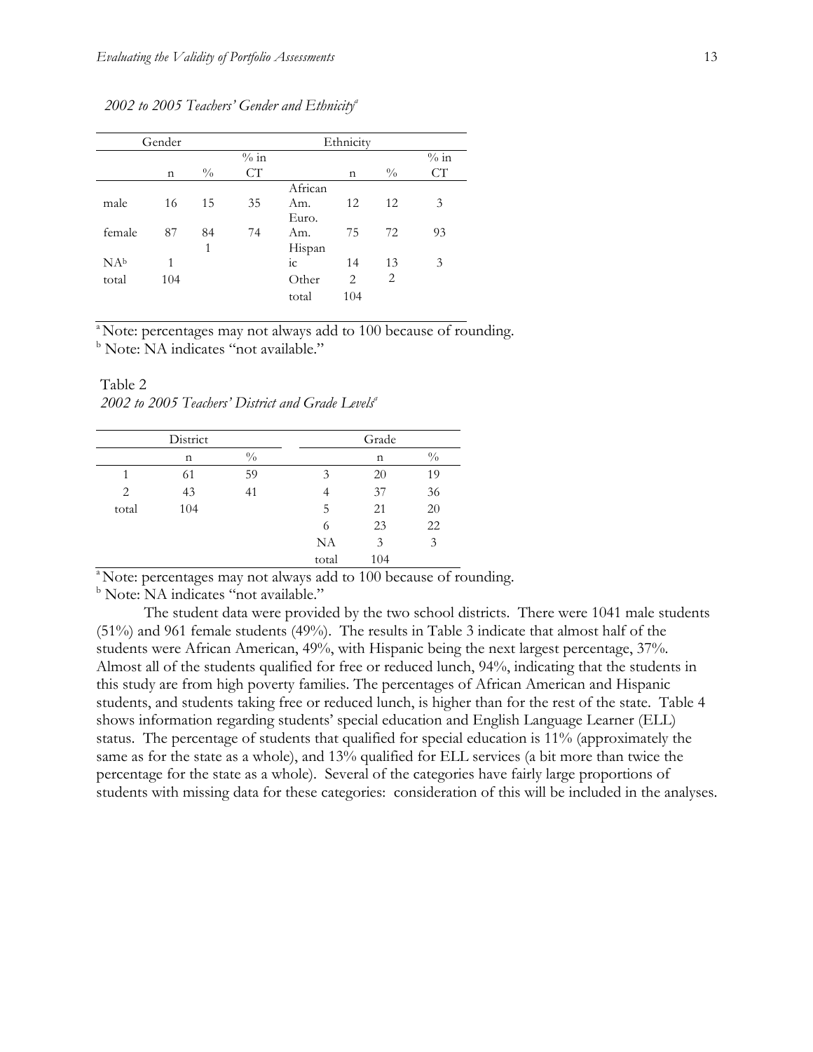*2002 to 2005 Teachers' Gender and Ethnicity*[a]

| Gender | | | | Ethnicity | | | |
|---|---|---|---|---|---|---|---|
| | n | % | % in CT | | n | % | % in CT |
| male | 16 | 15 | 35 | African Am. | 12 | 12 | 3 |
| female | 87 | 84 | 74 | Euro. Am. | 75 | 72 | 93 |
| NA[b] | 1 | 1 | | Hispanic | 14 | 13 | 3 |
| total | 104 | | | Other | 2 | 2 | |
| | | | | total | 104 | | |

[a] Note: percentages may not always add to 100 because of rounding.
[b] Note: NA indicates "not available."

Table 2
*2002 to 2005 Teachers' District and Grade Levels*[a]

| District | | | Grade | | |
|---|---|---|---|---|---|
| | n | % | | n | % |
| 1 | 61 | 59 | 3 | 20 | 19 |
| 2 | 43 | 41 | 4 | 37 | 36 |
| total | 104 | | 5 | 21 | 20 |
| | | | 6 | 23 | 22 |
| | | | NA | 3 | 3 |
| | | | total | 104 | |

[a] Note: percentages may not always add to 100 because of rounding.
[b] Note: NA indicates "not available."

The student data were provided by the two school districts. There were 1041 male students (51%) and 961 female students (49%). The results in Table 3 indicate that almost half of the students were African American, 49%, with Hispanic being the next largest percentage, 37%. Almost all of the students qualified for free or reduced lunch, 94%, indicating that the students in this study are from high poverty families. The percentages of African American and Hispanic students, and students taking free or reduced lunch, is higher than for the rest of the state. Table 4 shows information regarding students' special education and English Language Learner (ELL) status. The percentage of students that qualified for special education is 11% (approximately the same as for the state as a whole), and 13% qualified for ELL services (a bit more than twice the percentage for the state as a whole). Several of the categories have fairly large proportions of students with missing data for these categories: consideration of this will be included in the analyses.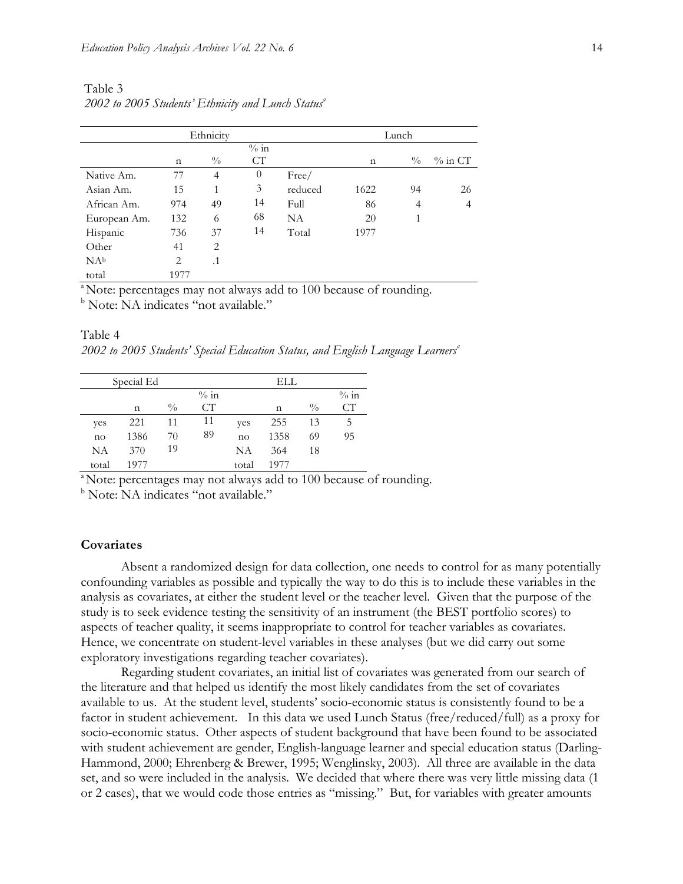Table 3
*2002 to 2005 Students' Ethnicity and Lunch Status*[a]

| | Ethnicity | | | | Lunch | | |
|---|---|---|---|---|---|---|---|
| | n | % | % in CT | | n | % | % in CT |
| Native Am. | 77 | 4 | 0 | Free/ reduced | 1622 | 94 | 26 |
| Asian Am. | 15 | 1 | 3 | Full | 86 | 4 | 4 |
| African Am. | 974 | 49 | 14 | NA | 20 | 1 | |
| European Am. | 132 | 6 | 68 | Total | 1977 | | |
| Hispanic | 736 | 37 | 14 | | | | |
| Other | 41 | 2 | | | | | |
| NA[b] | 2 | .1 | | | | | |
| total | 1977 | | | | | | |

[a] Note: percentages may not always add to 100 because of rounding.
[b] Note: NA indicates "not available."

Table 4
*2002 to 2005 Students' Special Education Status, and English Language Learners*[a]

| Special Ed | | | | ELL | | | |
|---|---|---|---|---|---|---|---|
| | n | % | % in CT | | n | % | % in CT |
| yes | 221 | 11 | 11 | yes | 255 | 13 | 5 |
| no | 1386 | 70 | 89 | no | 1358 | 69 | 95 |
| NA | 370 | 19 | | NA | 364 | 18 | |
| total | 1977 | | | total | 1977 | | |

[a] Note: percentages may not always add to 100 because of rounding.
[b] Note: NA indicates "not available."

### Covariates

Absent a randomized design for data collection, one needs to control for as many potentially confounding variables as possible and typically the way to do this is to include these variables in the analysis as covariates, at either the student level or the teacher level. Given that the purpose of the study is to seek evidence testing the sensitivity of an instrument (the BEST portfolio scores) to aspects of teacher quality, it seems inappropriate to control for teacher variables as covariates. Hence, we concentrate on student-level variables in these analyses (but we did carry out some exploratory investigations regarding teacher covariates).

Regarding student covariates, an initial list of covariates was generated from our search of the literature and that helped us identify the most likely candidates from the set of covariates available to us. At the student level, students' socio-economic status is consistently found to be a factor in student achievement. In this data we used Lunch Status (free/reduced/full) as a proxy for socio-economic status. Other aspects of student background that have been found to be associated with student achievement are gender, English-language learner and special education status (Darling-Hammond, 2000; Ehrenberg & Brewer, 1995; Wenglinsky, 2003). All three are available in the data set, and so were included in the analysis. We decided that where there was very little missing data (1 or 2 cases), that we would code those entries as "missing." But, for variables with greater amounts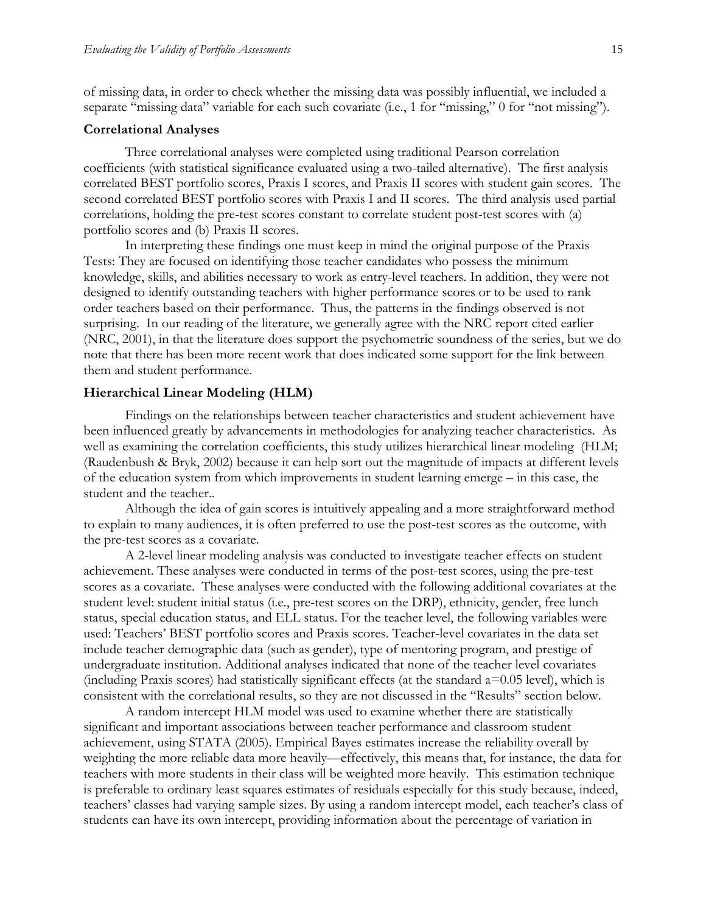of missing data, in order to check whether the missing data was possibly influential, we included a separate "missing data" variable for each such covariate (i.e., 1 for "missing," 0 for "not missing").

### Correlational Analyses

Three correlational analyses were completed using traditional Pearson correlation coefficients (with statistical significance evaluated using a two-tailed alternative). The first analysis correlated BEST portfolio scores, Praxis I scores, and Praxis II scores with student gain scores. The second correlated BEST portfolio scores with Praxis I and II scores. The third analysis used partial correlations, holding the pre-test scores constant to correlate student post-test scores with (a) portfolio scores and (b) Praxis II scores.

In interpreting these findings one must keep in mind the original purpose of the Praxis Tests: They are focused on identifying those teacher candidates who possess the minimum knowledge, skills, and abilities necessary to work as entry-level teachers. In addition, they were not designed to identify outstanding teachers with higher performance scores or to be used to rank order teachers based on their performance. Thus, the patterns in the findings observed is not surprising. In our reading of the literature, we generally agree with the NRC report cited earlier (NRC, 2001), in that the literature does support the psychometric soundness of the series, but we do note that there has been more recent work that does indicated some support for the link between them and student performance.

### Hierarchical Linear Modeling (HLM)

Findings on the relationships between teacher characteristics and student achievement have been influenced greatly by advancements in methodologies for analyzing teacher characteristics. As well as examining the correlation coefficients, this study utilizes hierarchical linear modeling (HLM; (Raudenbush & Bryk, 2002) because it can help sort out the magnitude of impacts at different levels of the education system from which improvements in student learning emerge – in this case, the student and the teacher..

Although the idea of gain scores is intuitively appealing and a more straightforward method to explain to many audiences, it is often preferred to use the post-test scores as the outcome, with the pre-test scores as a covariate.

A 2-level linear modeling analysis was conducted to investigate teacher effects on student achievement. These analyses were conducted in terms of the post-test scores, using the pre-test scores as a covariate. These analyses were conducted with the following additional covariates at the student level: student initial status (i.e., pre-test scores on the DRP), ethnicity, gender, free lunch status, special education status, and ELL status. For the teacher level, the following variables were used: Teachers' BEST portfolio scores and Praxis scores. Teacher-level covariates in the data set include teacher demographic data (such as gender), type of mentoring program, and prestige of undergraduate institution. Additional analyses indicated that none of the teacher level covariates (including Praxis scores) had statistically significant effects (at the standard $a=0.05$ level), which is consistent with the correlational results, so they are not discussed in the "Results" section below.

A random intercept HLM model was used to examine whether there are statistically significant and important associations between teacher performance and classroom student achievement, using STATA (2005). Empirical Bayes estimates increase the reliability overall by weighting the more reliable data more heavily—effectively, this means that, for instance, the data for teachers with more students in their class will be weighted more heavily. This estimation technique is preferable to ordinary least squares estimates of residuals especially for this study because, indeed, teachers' classes had varying sample sizes. By using a random intercept model, each teacher's class of students can have its own intercept, providing information about the percentage of variation in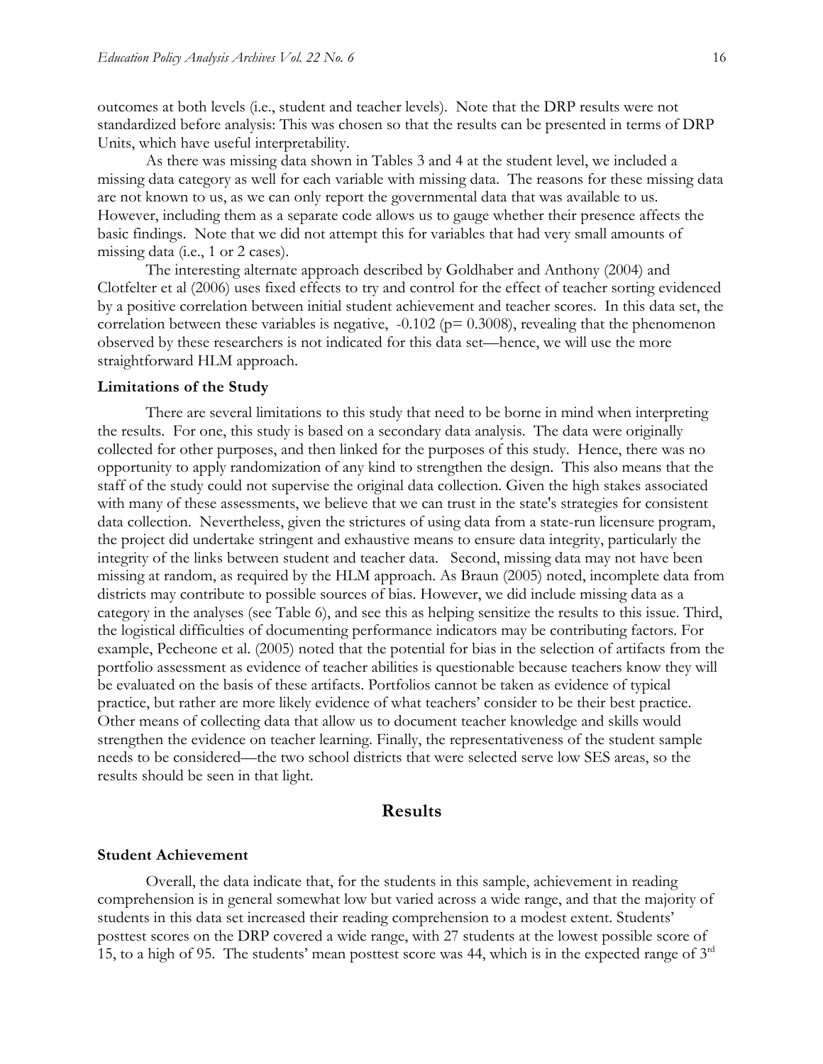outcomes at both levels (i.e., student and teacher levels). Note that the DRP results were not standardized before analysis: This was chosen so that the results can be presented in terms of DRP Units, which have useful interpretability.

As there was missing data shown in Tables 3 and 4 at the student level, we included a missing data category as well for each variable with missing data. The reasons for these missing data are not known to us, as we can only report the governmental data that was available to us. However, including them as a separate code allows us to gauge whether their presence affects the basic findings. Note that we did not attempt this for variables that had very small amounts of missing data (i.e., 1 or 2 cases).

The interesting alternate approach described by Goldhaber and Anthony (2004) and Clotfelter et al (2006) uses fixed effects to try and control for the effect of teacher sorting evidenced by a positive correlation between initial student achievement and teacher scores. In this data set, the correlation between these variables is negative, -0.102 (p= 0.3008), revealing that the phenomenon observed by these researchers is not indicated for this data set—hence, we will use the more straightforward HLM approach.

### Limitations of the Study

There are several limitations to this study that need to be borne in mind when interpreting the results. For one, this study is based on a secondary data analysis. The data were originally collected for other purposes, and then linked for the purposes of this study. Hence, there was no opportunity to apply randomization of any kind to strengthen the design. This also means that the staff of the study could not supervise the original data collection. Given the high stakes associated with many of these assessments, we believe that we can trust in the state's strategies for consistent data collection. Nevertheless, given the strictures of using data from a state-run licensure program, the project did undertake stringent and exhaustive means to ensure data integrity, particularly the integrity of the links between student and teacher data. Second, missing data may not have been missing at random, as required by the HLM approach. As Braun (2005) noted, incomplete data from districts may contribute to possible sources of bias. However, we did include missing data as a category in the analyses (see Table 6), and see this as helping sensitize the results to this issue. Third, the logistical difficulties of documenting performance indicators may be contributing factors. For example, Pecheone et al. (2005) noted that the potential for bias in the selection of artifacts from the portfolio assessment as evidence of teacher abilities is questionable because teachers know they will be evaluated on the basis of these artifacts. Portfolios cannot be taken as evidence of typical practice, but rather are more likely evidence of what teachers' consider to be their best practice. Other means of collecting data that allow us to document teacher knowledge and skills would strengthen the evidence on teacher learning. Finally, the representativeness of the student sample needs to be considered—the two school districts that were selected serve low SES areas, so the results should be seen in that light.

## Results

### Student Achievement

Overall, the data indicate that, for the students in this sample, achievement in reading comprehension is in general somewhat low but varied across a wide range, and that the majority of students in this data set increased their reading comprehension to a modest extent. Students' posttest scores on the DRP covered a wide range, with 27 students at the lowest possible score of 15, to a high of 95. The students' mean posttest score was 44, which is in the expected range of 3rd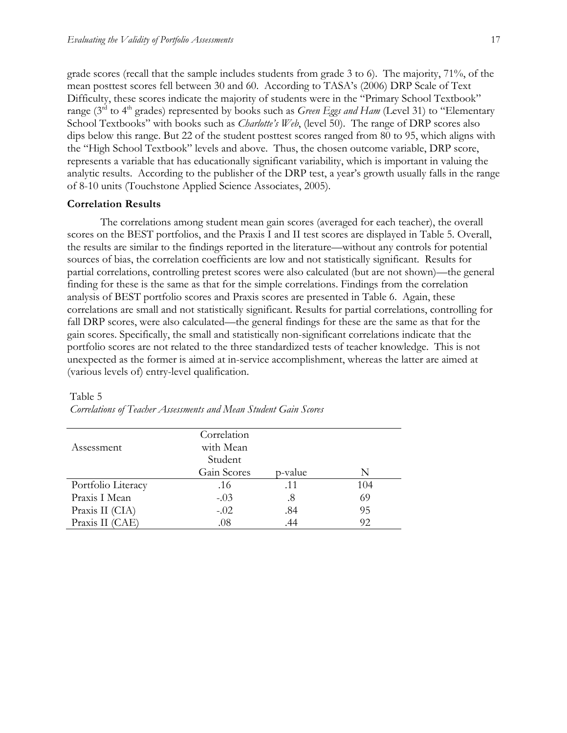grade scores (recall that the sample includes students from grade 3 to 6). The majority, 71%, of the mean posttest scores fell between 30 and 60. According to TASA's (2006) DRP Scale of Text Difficulty, these scores indicate the majority of students were in the "Primary School Textbook" range (3rd to 4th grades) represented by books such as *Green Eggs and Ham* (Level 31) to "Elementary School Textbooks" with books such as *Charlotte's Web*, (level 50). The range of DRP scores also dips below this range. But 22 of the student posttest scores ranged from 80 to 95, which aligns with the "High School Textbook" levels and above. Thus, the chosen outcome variable, DRP score, represents a variable that has educationally significant variability, which is important in valuing the analytic results. According to the publisher of the DRP test, a year's growth usually falls in the range of 8-10 units (Touchstone Applied Science Associates, 2005).

**Correlation Results**

The correlations among student mean gain scores (averaged for each teacher), the overall scores on the BEST portfolios, and the Praxis I and II test scores are displayed in Table 5. Overall, the results are similar to the findings reported in the literature—without any controls for potential sources of bias, the correlation coefficients are low and not statistically significant. Results for partial correlations, controlling pretest scores were also calculated (but are not shown)—the general finding for these is the same as that for the simple correlations. Findings from the correlation analysis of BEST portfolio scores and Praxis scores are presented in Table 6. Again, these correlations are small and not statistically significant. Results for partial correlations, controlling for fall DRP scores, were also calculated—the general findings for these are the same as that for the gain scores. Specifically, the small and statistically non-significant correlations indicate that the portfolio scores are not related to the three standardized tests of teacher knowledge. This is not unexpected as the former is aimed at in-service accomplishment, whereas the latter are aimed at (various levels of) entry-level qualification.

Table 5

*Correlations of Teacher Assessments and Mean Student Gain Scores*

| Assessment | Correlation with Mean Student Gain Scores | p-value | N |
|---|---|---|---|
| Portfolio Literacy | .16 | .11 | 104 |
| Praxis I Mean | -.03 | .8 | 69 |
| Praxis II (CIA) | -.02 | .84 | 95 |
| Praxis II (CAE) | .08 | .44 | 92 |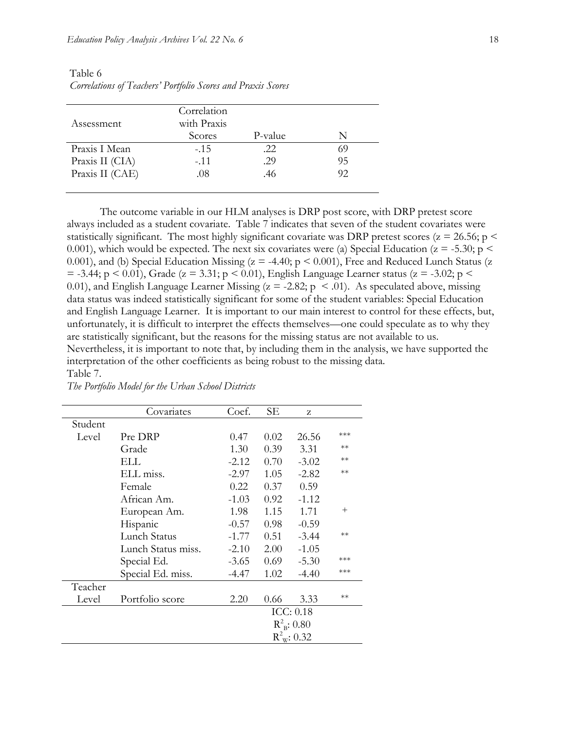Table 6

*Correlations of Teachers' Portfolio Scores and Praxis Scores*

| Assessment | Correlation with Praxis Scores | P-value | N |
|---|---|---|---|
| Praxis I Mean | -.15 | .22 | 69 |
| Praxis II (CIA) | -.11 | .29 | 95 |
| Praxis II (CAE) | .08 | .46 | 92 |

The outcome variable in our HLM analyses is DRP post score, with DRP pretest score always included as a student covariate. Table 7 indicates that seven of the student covariates were statistically significant. The most highly significant covariate was DRP pretest scores ($z = 26.56$; $p < 0.001$), which would be expected. The next six covariates were (a) Special Education ($z = -5.30$; $p < 0.001$), and (b) Special Education Missing ($z = -4.40$; $p < 0.001$), Free and Reduced Lunch Status ($z = -3.44$; $p < 0.01$), Grade ($z = 3.31$; $p < 0.01$), English Language Learner status ($z = -3.02$; $p < 0.01$), and English Language Learner Missing ($z = -2.82$; $p < .01$). As speculated above, missing data status was indeed statistically significant for some of the student variables: Special Education and English Language Learner. It is important to our main interest to control for these effects, but, unfortunately, it is difficult to interpret the effects themselves—one could speculate as to why they are statistically significant, but the reasons for the missing status are not available to us. Nevertheless, it is important to note that, by including them in the analysis, we have supported the interpretation of the other coefficients as being robust to the missing data.

Table 7.

*The Portfolio Model for the Urban School Districts*

| | Covariates | Coef. | SE | z | |
|---|---|---|---|---|---|
| Student Level | Pre DRP | 0.47 | 0.02 | 26.56 | *** |
| | Grade | 1.30 | 0.39 | 3.31 | ** |
| | ELL | -2.12 | 0.70 | -3.02 | ** |
| | ELL miss. | -2.97 | 1.05 | -2.82 | ** |
| | Female | 0.22 | 0.37 | 0.59 | |
| | African Am. | -1.03 | 0.92 | -1.12 | |
| | European Am. | 1.98 | 1.15 | 1.71 | + |
| | Hispanic | -0.57 | 0.98 | -0.59 | |
| | Lunch Status | -1.77 | 0.51 | -3.44 | ** |
| | Lunch Status miss. | -2.10 | 2.00 | -1.05 | |
| | Special Ed. | -3.65 | 0.69 | -5.30 | *** |
| | Special Ed. miss. | -4.47 | 1.02 | -4.40 | *** |
| Teacher Level | Portfolio score | 2.20 | 0.66 | 3.33 | ** |
| | | | ICC: 0.18 | | |
| | | | $R^2_B$: 0.80 | | |
| | | | $R^2_W$: 0.32 | | |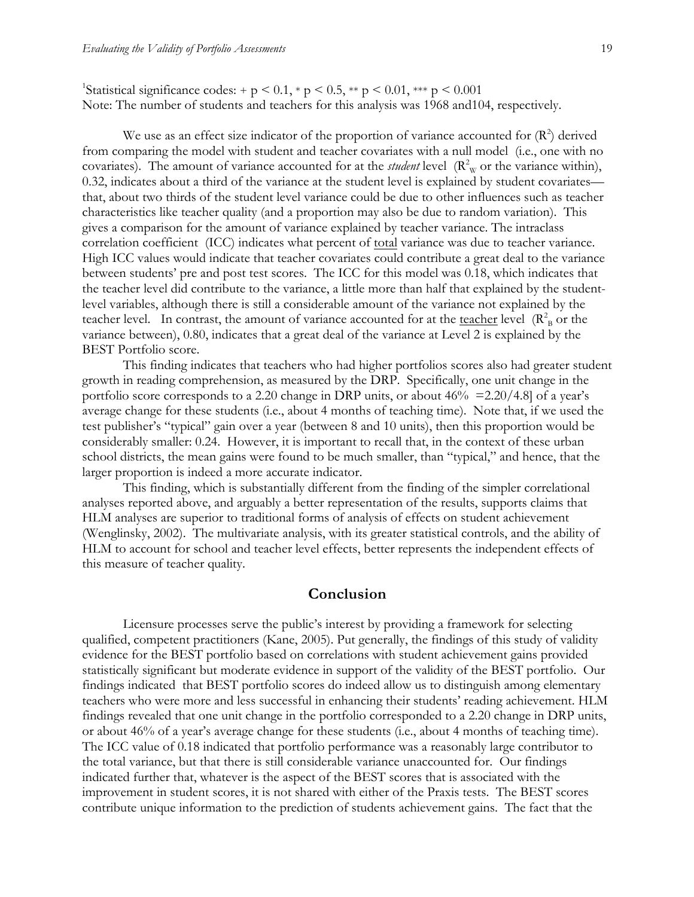[1]Statistical significance codes: + $p < 0.1$, * $p < 0.5$, ** $p < 0.01$, *** $p < 0.001$
Note: The number of students and teachers for this analysis was 1968 and104, respectively.

We use as an effect size indicator of the proportion of variance accounted for ($R^2$) derived from comparing the model with student and teacher covariates with a null model (i.e., one with no covariates). The amount of variance accounted for at the *student* level ($R^2_W$ or the variance within), 0.32, indicates about a third of the variance at the student level is explained by student covariates—that, about two thirds of the student level variance could be due to other influences such as teacher characteristics like teacher quality (and a proportion may also be due to random variation). This gives a comparison for the amount of variance explained by teacher variance. The intraclass correlation coefficient (ICC) indicates what percent of total variance was due to teacher variance. High ICC values would indicate that teacher covariates could contribute a great deal to the variance between students' pre and post test scores. The ICC for this model was 0.18, which indicates that the teacher level did contribute to the variance, a little more than half that explained by the student-level variables, although there is still a considerable amount of the variance not explained by the teacher level. In contrast, the amount of variance accounted for at the teacher level ($R^2_B$ or the variance between), 0.80, indicates that a great deal of the variance at Level 2 is explained by the BEST Portfolio score.

This finding indicates that teachers who had higher portfolios scores also had greater student growth in reading comprehension, as measured by the DRP. Specifically, one unit change in the portfolio score corresponds to a 2.20 change in DRP units, or about 46% =2.20/4.8] of a year's average change for these students (i.e., about 4 months of teaching time). Note that, if we used the test publisher's "typical" gain over a year (between 8 and 10 units), then this proportion would be considerably smaller: 0.24. However, it is important to recall that, in the context of these urban school districts, the mean gains were found to be much smaller, than "typical," and hence, that the larger proportion is indeed a more accurate indicator.

This finding, which is substantially different from the finding of the simpler correlational analyses reported above, and arguably a better representation of the results, supports claims that HLM analyses are superior to traditional forms of analysis of effects on student achievement (Wenglinsky, 2002). The multivariate analysis, with its greater statistical controls, and the ability of HLM to account for school and teacher level effects, better represents the independent effects of this measure of teacher quality.

## Conclusion

Licensure processes serve the public's interest by providing a framework for selecting qualified, competent practitioners (Kane, 2005). Put generally, the findings of this study of validity evidence for the BEST portfolio based on correlations with student achievement gains provided statistically significant but moderate evidence in support of the validity of the BEST portfolio. Our findings indicated that BEST portfolio scores do indeed allow us to distinguish among elementary teachers who were more and less successful in enhancing their students' reading achievement. HLM findings revealed that one unit change in the portfolio corresponded to a 2.20 change in DRP units, or about 46% of a year's average change for these students (i.e., about 4 months of teaching time). The ICC value of 0.18 indicated that portfolio performance was a reasonably large contributor to the total variance, but that there is still considerable variance unaccounted for. Our findings indicated further that, whatever is the aspect of the BEST scores that is associated with the improvement in student scores, it is not shared with either of the Praxis tests. The BEST scores contribute unique information to the prediction of students achievement gains. The fact that the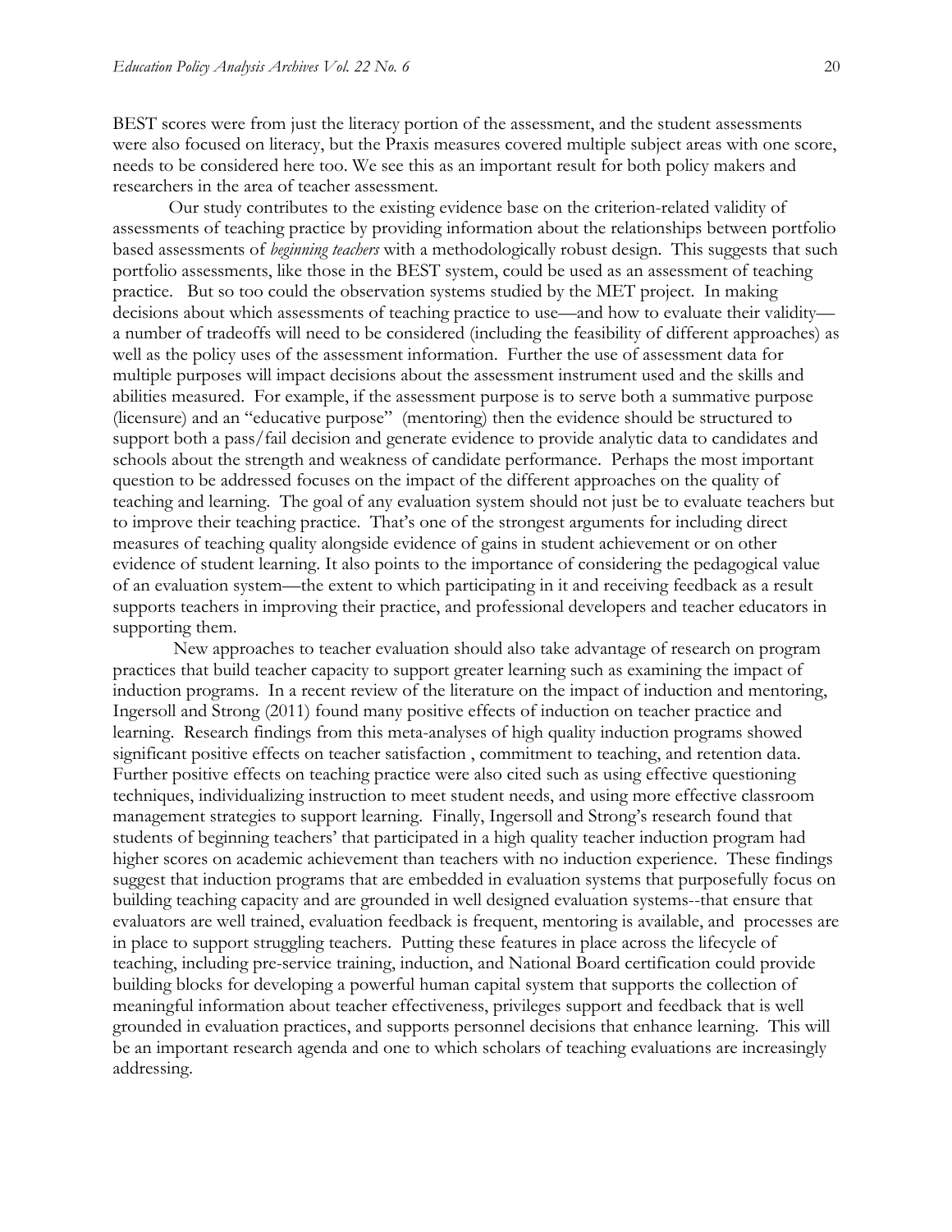BEST scores were from just the literacy portion of the assessment, and the student assessments were also focused on literacy, but the Praxis measures covered multiple subject areas with one score, needs to be considered here too. We see this as an important result for both policy makers and researchers in the area of teacher assessment.

Our study contributes to the existing evidence base on the criterion-related validity of assessments of teaching practice by providing information about the relationships between portfolio based assessments of *beginning teachers* with a methodologically robust design. This suggests that such portfolio assessments, like those in the BEST system, could be used as an assessment of teaching practice. But so too could the observation systems studied by the MET project. In making decisions about which assessments of teaching practice to use—and how to evaluate their validity—a number of tradeoffs will need to be considered (including the feasibility of different approaches) as well as the policy uses of the assessment information. Further the use of assessment data for multiple purposes will impact decisions about the assessment instrument used and the skills and abilities measured. For example, if the assessment purpose is to serve both a summative purpose (licensure) and an "educative purpose" (mentoring) then the evidence should be structured to support both a pass/fail decision and generate evidence to provide analytic data to candidates and schools about the strength and weakness of candidate performance. Perhaps the most important question to be addressed focuses on the impact of the different approaches on the quality of teaching and learning. The goal of any evaluation system should not just be to evaluate teachers but to improve their teaching practice. That's one of the strongest arguments for including direct measures of teaching quality alongside evidence of gains in student achievement or on other evidence of student learning. It also points to the importance of considering the pedagogical value of an evaluation system—the extent to which participating in it and receiving feedback as a result supports teachers in improving their practice, and professional developers and teacher educators in supporting them.

New approaches to teacher evaluation should also take advantage of research on program practices that build teacher capacity to support greater learning such as examining the impact of induction programs. In a recent review of the literature on the impact of induction and mentoring, Ingersoll and Strong (2011) found many positive effects of induction on teacher practice and learning. Research findings from this meta-analyses of high quality induction programs showed significant positive effects on teacher satisfaction , commitment to teaching, and retention data. Further positive effects on teaching practice were also cited such as using effective questioning techniques, individualizing instruction to meet student needs, and using more effective classroom management strategies to support learning. Finally, Ingersoll and Strong's research found that students of beginning teachers' that participated in a high quality teacher induction program had higher scores on academic achievement than teachers with no induction experience. These findings suggest that induction programs that are embedded in evaluation systems that purposefully focus on building teaching capacity and are grounded in well designed evaluation systems--that ensure that evaluators are well trained, evaluation feedback is frequent, mentoring is available, and processes are in place to support struggling teachers. Putting these features in place across the lifecycle of teaching, including pre-service training, induction, and National Board certification could provide building blocks for developing a powerful human capital system that supports the collection of meaningful information about teacher effectiveness, privileges support and feedback that is well grounded in evaluation practices, and supports personnel decisions that enhance learning. This will be an important research agenda and one to which scholars of teaching evaluations are increasingly addressing.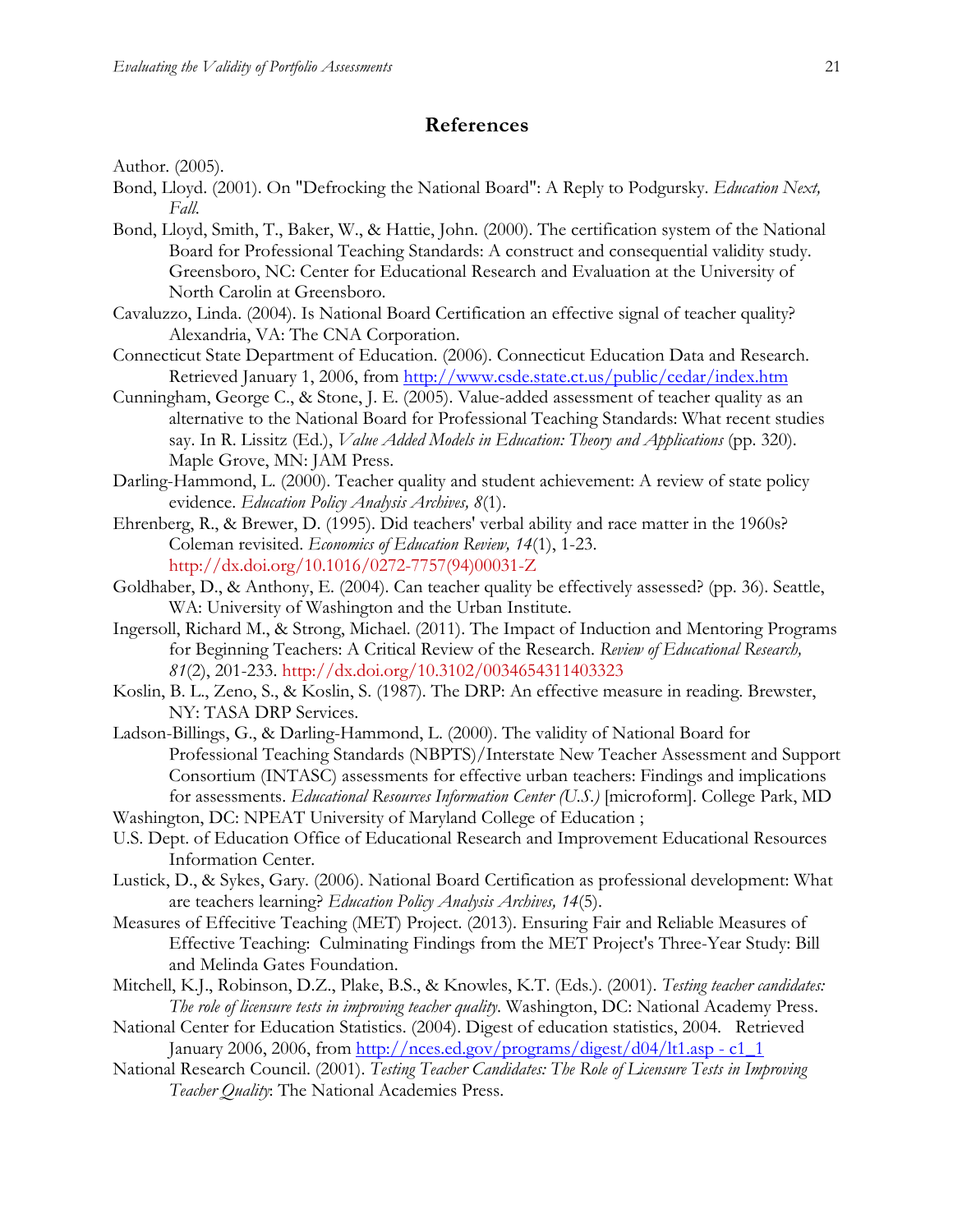## References

Author. (2005).

Bond, Lloyd. (2001). On "Defrocking the National Board": A Reply to Podgursky. *Education Next, Fall.*

Bond, Lloyd, Smith, T., Baker, W., & Hattie, John. (2000). The certification system of the National Board for Professional Teaching Standards: A construct and consequential validity study. Greensboro, NC: Center for Educational Research and Evaluation at the University of North Carolin at Greensboro.

Cavaluzzo, Linda. (2004). Is National Board Certification an effective signal of teacher quality? Alexandria, VA: The CNA Corporation.

Connecticut State Department of Education. (2006). Connecticut Education Data and Research. Retrieved January 1, 2006, from http://www.csde.state.ct.us/public/cedar/index.htm

Cunningham, George C., & Stone, J. E. (2005). Value-added assessment of teacher quality as an alternative to the National Board for Professional Teaching Standards: What recent studies say. In R. Lissitz (Ed.), *Value Added Models in Education: Theory and Applications* (pp. 320). Maple Grove, MN: JAM Press.

Darling-Hammond, L. (2000). Teacher quality and student achievement: A review of state policy evidence. *Education Policy Analysis Archives, 8*(1).

Ehrenberg, R., & Brewer, D. (1995). Did teachers' verbal ability and race matter in the 1960s? Coleman revisited. *Economics of Education Review, 14*(1), 1-23. http://dx.doi.org/10.1016/0272-7757(94)00031-Z

Goldhaber, D., & Anthony, E. (2004). Can teacher quality be effectively assessed? (pp. 36). Seattle, WA: University of Washington and the Urban Institute.

Ingersoll, Richard M., & Strong, Michael. (2011). The Impact of Induction and Mentoring Programs for Beginning Teachers: A Critical Review of the Research. *Review of Educational Research, 81*(2), 201-233. http://dx.doi.org/10.3102/0034654311403323

Koslin, B. L., Zeno, S., & Koslin, S. (1987). The DRP: An effective measure in reading. Brewster, NY: TASA DRP Services.

Ladson-Billings, G., & Darling-Hammond, L. (2000). The validity of National Board for Professional Teaching Standards (NBPTS)/Interstate New Teacher Assessment and Support Consortium (INTASC) assessments for effective urban teachers: Findings and implications for assessments. *Educational Resources Information Center (U.S.)* [microform]. College Park, MD

Washington, DC: NPEAT University of Maryland College of Education ;

U.S. Dept. of Education Office of Educational Research and Improvement Educational Resources Information Center.

Lustick, D., & Sykes, Gary. (2006). National Board Certification as professional development: What are teachers learning? *Education Policy Analysis Archives, 14*(5).

Measures of Effecitive Teaching (MET) Project. (2013). Ensuring Fair and Reliable Measures of Effective Teaching: Culminating Findings from the MET Project's Three-Year Study: Bill and Melinda Gates Foundation.

Mitchell, K.J., Robinson, D.Z., Plake, B.S., & Knowles, K.T. (Eds.). (2001). *Testing teacher candidates: The role of licensure tests in improving teacher quality.* Washington, DC: National Academy Press.

National Center for Education Statistics. (2004). Digest of education statistics, 2004. Retrieved January 2006, 2006, from http://nces.ed.gov/programs/digest/d04/lt1.asp - c1_1

National Research Council. (2001). *Testing Teacher Candidates: The Role of Licensure Tests in Improving Teacher Quality*: The National Academies Press.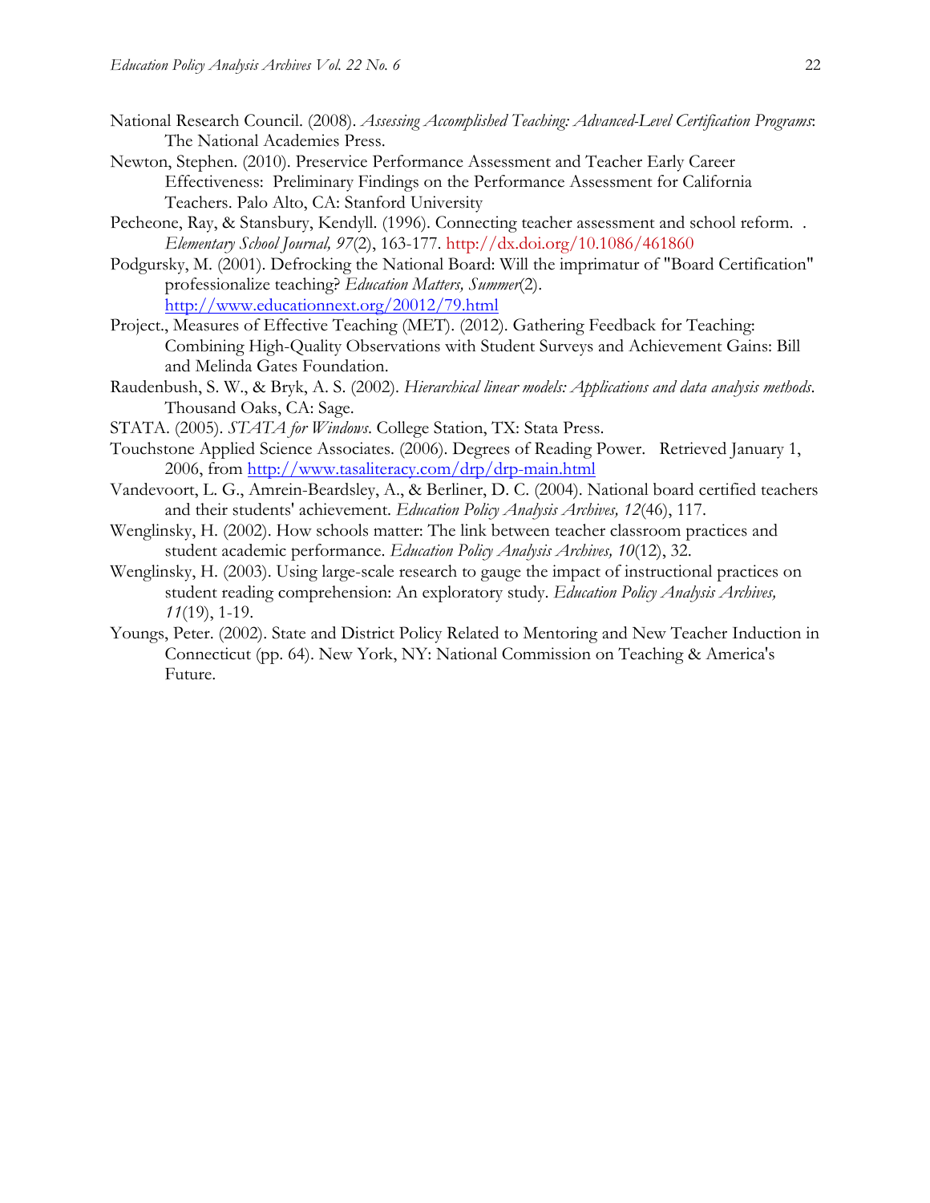National Research Council. (2008). *Assessing Accomplished Teaching: Advanced-Level Certification Programs*: The National Academies Press.

Newton, Stephen. (2010). Preservice Performance Assessment and Teacher Early Career Effectiveness: Preliminary Findings on the Performance Assessment for California Teachers. Palo Alto, CA: Stanford University

Pecheone, Ray, & Stansbury, Kendyll. (1996). Connecting teacher assessment and school reform. . *Elementary School Journal, 97*(2), 163-177. http://dx.doi.org/10.1086/461860

Podgursky, M. (2001). Defrocking the National Board: Will the imprimatur of "Board Certification" professionalize teaching? *Education Matters, Summer*(2). http://www.educationnext.org/20012/79.html

Project., Measures of Effective Teaching (MET). (2012). Gathering Feedback for Teaching: Combining High-Quality Observations with Student Surveys and Achievement Gains: Bill and Melinda Gates Foundation.

Raudenbush, S. W., & Bryk, A. S. (2002). *Hierarchical linear models: Applications and data analysis methods*. Thousand Oaks, CA: Sage.

STATA. (2005). *STATA for Windows*. College Station, TX: Stata Press.

Touchstone Applied Science Associates. (2006). Degrees of Reading Power. Retrieved January 1, 2006, from http://www.tasaliteracy.com/drp/drp-main.html

Vandevoort, L. G., Amrein-Beardsley, A., & Berliner, D. C. (2004). National board certified teachers and their students' achievement. *Education Policy Analysis Archives, 12*(46), 117.

Wenglinsky, H. (2002). How schools matter: The link between teacher classroom practices and student academic performance. *Education Policy Analysis Archives, 10*(12), 32.

Wenglinsky, H. (2003). Using large-scale research to gauge the impact of instructional practices on student reading comprehension: An exploratory study. *Education Policy Analysis Archives, 11*(19), 1-19.

Youngs, Peter. (2002). State and District Policy Related to Mentoring and New Teacher Induction in Connecticut (pp. 64). New York, NY: National Commission on Teaching & America's Future.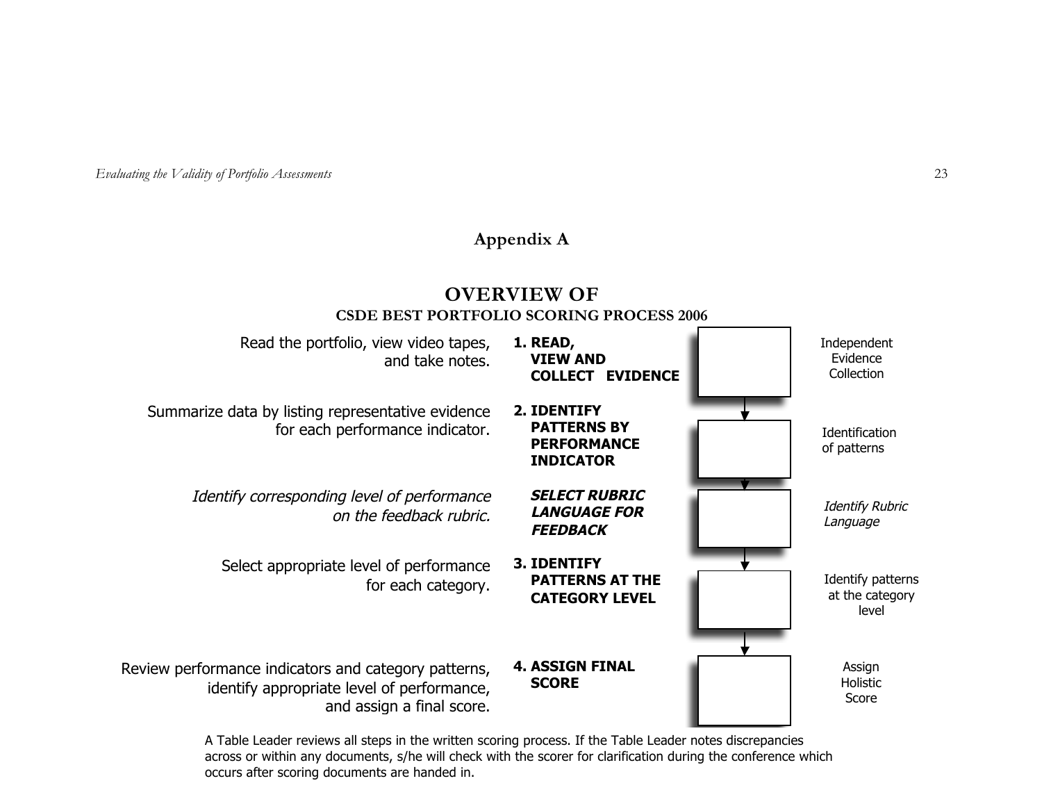## Appendix A

### OVERVIEW OF
**CSDE BEST PORTFOLIO SCORING PROCESS 2006**

| Description | Step | Stage |
|---|---|---|
| Read the portfolio, view video tapes, and take notes. | **1. READ, VIEW AND COLLECT EVIDENCE** | Independent Evidence Collection |
| Summarize data by listing representative evidence for each performance indicator. | **2. IDENTIFY PATTERNS BY PERFORMANCE INDICATOR** | Identification of patterns |
| *Identify corresponding level of performance on the feedback rubric.* | ***SELECT RUBRIC LANGUAGE FOR FEEDBACK*** | *Identify Rubric Language* |
| Select appropriate level of performance for each category. | **3. IDENTIFY PATTERNS AT THE CATEGORY LEVEL** | Identify patterns at the category level |
| Review performance indicators and category patterns, identify appropriate level of performance, and assign a final score. | **4. ASSIGN FINAL SCORE** | Assign Holistic Score |

A Table Leader reviews all steps in the written scoring process. If the Table Leader notes discrepancies across or within any documents, s/he will check with the scorer for clarification during the conference which occurs after scoring documents are handed in.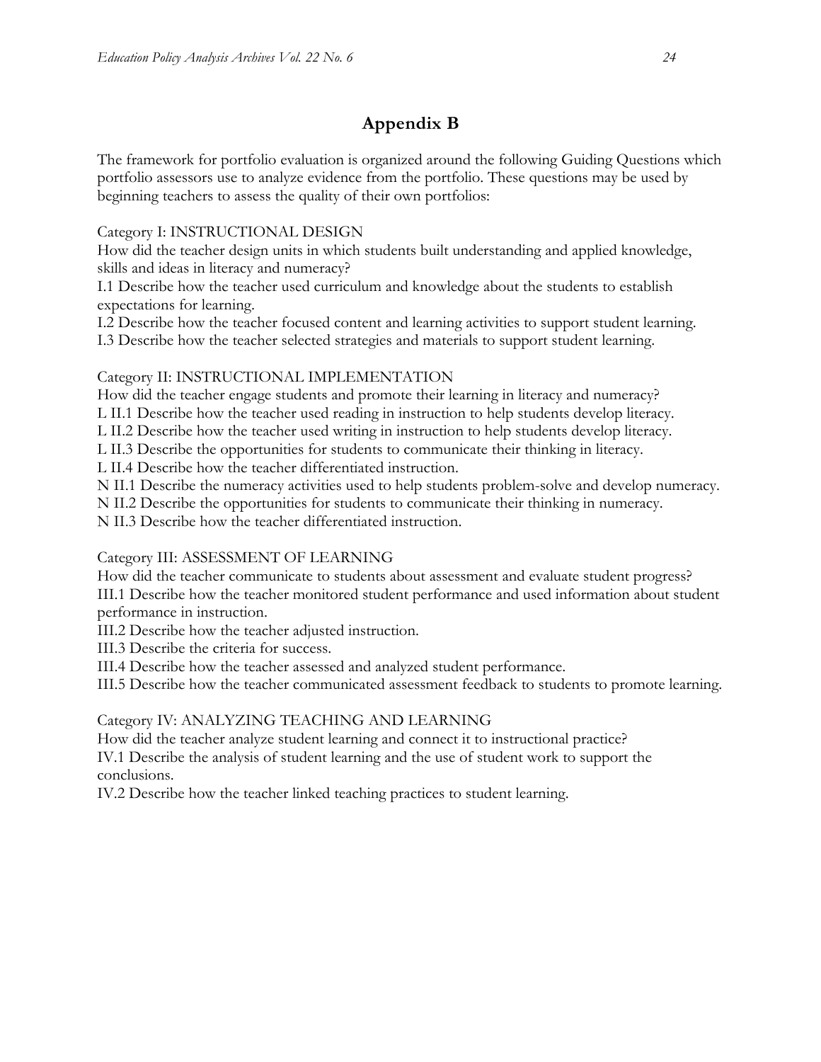# Appendix B

The framework for portfolio evaluation is organized around the following Guiding Questions which portfolio assessors use to analyze evidence from the portfolio. These questions may be used by beginning teachers to assess the quality of their own portfolios:

Category I: INSTRUCTIONAL DESIGN
How did the teacher design units in which students built understanding and applied knowledge, skills and ideas in literacy and numeracy?
I.1 Describe how the teacher used curriculum and knowledge about the students to establish expectations for learning.
I.2 Describe how the teacher focused content and learning activities to support student learning.
I.3 Describe how the teacher selected strategies and materials to support student learning.

Category II: INSTRUCTIONAL IMPLEMENTATION
How did the teacher engage students and promote their learning in literacy and numeracy?
L II.1 Describe how the teacher used reading in instruction to help students develop literacy.
L II.2 Describe how the teacher used writing in instruction to help students develop literacy.
L II.3 Describe the opportunities for students to communicate their thinking in literacy.
L II.4 Describe how the teacher differentiated instruction.
N II.1 Describe the numeracy activities used to help students problem-solve and develop numeracy.
N II.2 Describe the opportunities for students to communicate their thinking in numeracy.
N II.3 Describe how the teacher differentiated instruction.

Category III: ASSESSMENT OF LEARNING
How did the teacher communicate to students about assessment and evaluate student progress?
III.1 Describe how the teacher monitored student performance and used information about student performance in instruction.
III.2 Describe how the teacher adjusted instruction.
III.3 Describe the criteria for success.
III.4 Describe how the teacher assessed and analyzed student performance.
III.5 Describe how the teacher communicated assessment feedback to students to promote learning.

Category IV: ANALYZING TEACHING AND LEARNING
How did the teacher analyze student learning and connect it to instructional practice?
IV.1 Describe the analysis of student learning and the use of student work to support the conclusions.
IV.2 Describe how the teacher linked teaching practices to student learning.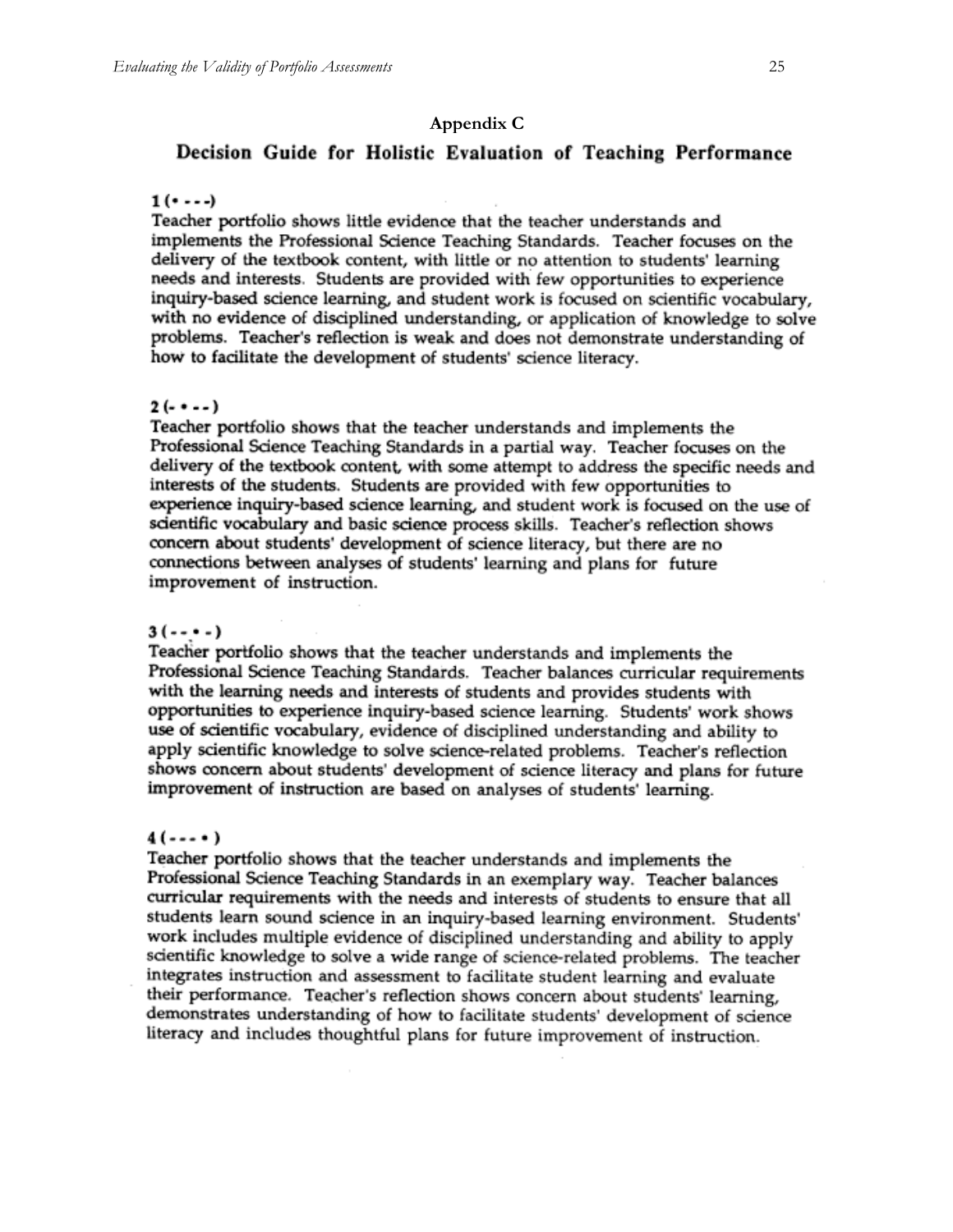## Appendix C

### Decision Guide for Holistic Evaluation of Teaching Performance

**1 (• - - -)**

Teacher portfolio shows little evidence that the teacher understands and implements the Professional Science Teaching Standards. Teacher focuses on the delivery of the textbook content, with little or no attention to students' learning needs and interests. Students are provided with few opportunities to experience inquiry-based science learning, and student work is focused on scientific vocabulary, with no evidence of disciplined understanding, or application of knowledge to solve problems. Teacher's reflection is weak and does not demonstrate understanding of how to facilitate the development of students' science literacy.

**2 (- • - -)**

Teacher portfolio shows that the teacher understands and implements the Professional Science Teaching Standards in a partial way. Teacher focuses on the delivery of the textbook content, with some attempt to address the specific needs and interests of the students. Students are provided with few opportunities to experience inquiry-based science learning, and student work is focused on the use of scientific vocabulary and basic science process skills. Teacher's reflection shows concern about students' development of science literacy, but there are no connections between analyses of students' learning and plans for future improvement of instruction.

**3 (- - • -)**

Teacher portfolio shows that the teacher understands and implements the Professional Science Teaching Standards. Teacher balances curricular requirements with the learning needs and interests of students and provides students with opportunities to experience inquiry-based science learning. Students' work shows use of scientific vocabulary, evidence of disciplined understanding and ability to apply scientific knowledge to solve science-related problems. Teacher's reflection shows concern about students' development of science literacy and plans for future improvement of instruction are based on analyses of students' learning.

**4 (- - - •)**

Teacher portfolio shows that the teacher understands and implements the Professional Science Teaching Standards in an exemplary way. Teacher balances curricular requirements with the needs and interests of students to ensure that all students learn sound science in an inquiry-based learning environment. Students' work includes multiple evidence of disciplined understanding and ability to apply scientific knowledge to solve a wide range of science-related problems. The teacher integrates instruction and assessment to facilitate student learning and evaluate their performance. Teacher's reflection shows concern about students' learning, demonstrates understanding of how to facilitate students' development of science literacy and includes thoughtful plans for future improvement of instruction.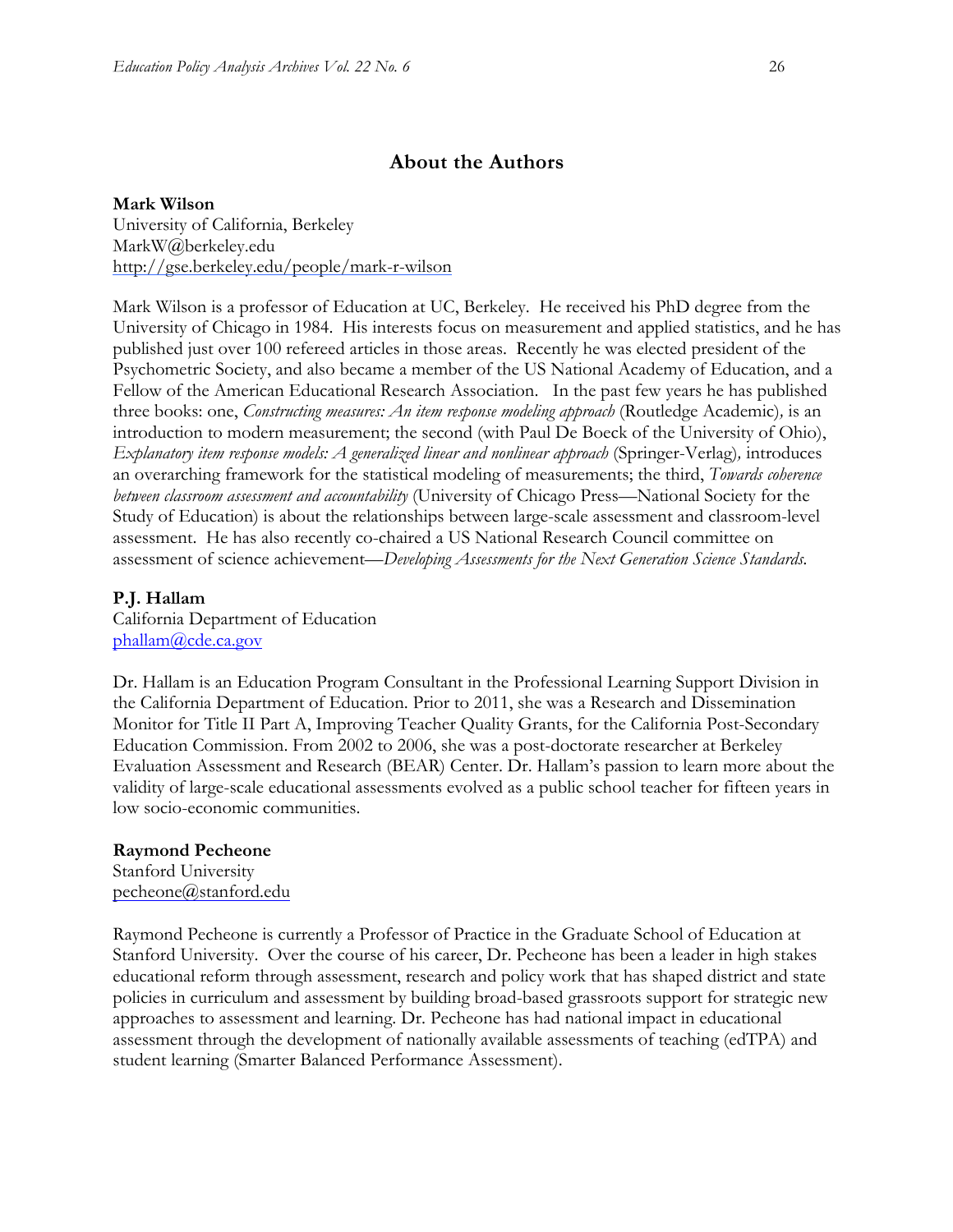## About the Authors

**Mark Wilson**
University of California, Berkeley
MarkW@berkeley.edu
http://gse.berkeley.edu/people/mark-r-wilson

Mark Wilson is a professor of Education at UC, Berkeley. He received his PhD degree from the University of Chicago in 1984. His interests focus on measurement and applied statistics, and he has published just over 100 refereed articles in those areas. Recently he was elected president of the Psychometric Society, and also became a member of the US National Academy of Education, and a Fellow of the American Educational Research Association. In the past few years he has published three books: one, *Constructing measures: An item response modeling approach* (Routledge Academic), is an introduction to modern measurement; the second (with Paul De Boeck of the University of Ohio), *Explanatory item response models: A generalized linear and nonlinear approach* (Springer-Verlag), introduces an overarching framework for the statistical modeling of measurements; the third, *Towards coherence between classroom assessment and accountability* (University of Chicago Press—National Society for the Study of Education) is about the relationships between large-scale assessment and classroom-level assessment. He has also recently co-chaired a US National Research Council committee on assessment of science achievement—*Developing Assessments for the Next Generation Science Standards.*

**P.J. Hallam**
California Department of Education
phallam@cde.ca.gov

Dr. Hallam is an Education Program Consultant in the Professional Learning Support Division in the California Department of Education. Prior to 2011, she was a Research and Dissemination Monitor for Title II Part A, Improving Teacher Quality Grants, for the California Post-Secondary Education Commission. From 2002 to 2006, she was a post-doctorate researcher at Berkeley Evaluation Assessment and Research (BEAR) Center. Dr. Hallam's passion to learn more about the validity of large-scale educational assessments evolved as a public school teacher for fifteen years in low socio-economic communities.

**Raymond Pecheone**
Stanford University
pecheone@stanford.edu

Raymond Pecheone is currently a Professor of Practice in the Graduate School of Education at Stanford University. Over the course of his career, Dr. Pecheone has been a leader in high stakes educational reform through assessment, research and policy work that has shaped district and state policies in curriculum and assessment by building broad-based grassroots support for strategic new approaches to assessment and learning. Dr. Pecheone has had national impact in educational assessment through the development of nationally available assessments of teaching (edTPA) and student learning (Smarter Balanced Performance Assessment).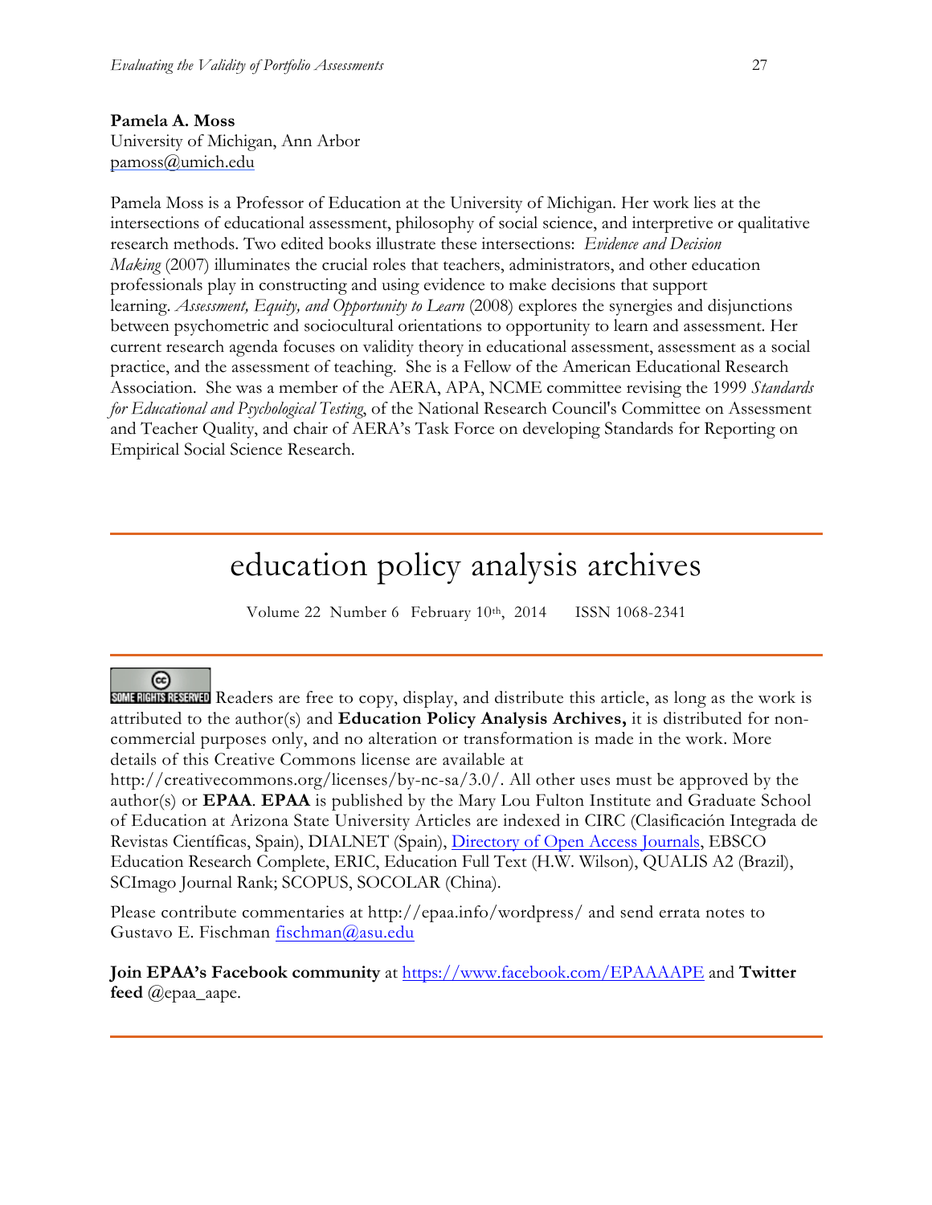**Pamela A. Moss**
University of Michigan, Ann Arbor
pamoss@umich.edu

Pamela Moss is a Professor of Education at the University of Michigan. Her work lies at the intersections of educational assessment, philosophy of social science, and interpretive or qualitative research methods. Two edited books illustrate these intersections: *Evidence and Decision Making* (2007) illuminates the crucial roles that teachers, administrators, and other education professionals play in constructing and using evidence to make decisions that support learning. *Assessment, Equity, and Opportunity to Learn* (2008) explores the synergies and disjunctions between psychometric and sociocultural orientations to opportunity to learn and assessment. Her current research agenda focuses on validity theory in educational assessment, assessment as a social practice, and the assessment of teaching. She is a Fellow of the American Educational Research Association. She was a member of the AERA, APA, NCME committee revising the 1999 *Standards for Educational and Psychological Testing*, of the National Research Council's Committee on Assessment and Teacher Quality, and chair of AERA's Task Force on developing Standards for Reporting on Empirical Social Science Research.

---

# education policy analysis archives

Volume 22 Number 6 February 10th, 2014 ISSN 1068-2341

---

SOME RIGHTS RESERVED Readers are free to copy, display, and distribute this article, as long as the work is attributed to the author(s) and **Education Policy Analysis Archives,** it is distributed for non-commercial purposes only, and no alteration or transformation is made in the work. More details of this Creative Commons license are available at http://creativecommons.org/licenses/by-nc-sa/3.0/. All other uses must be approved by the author(s) or **EPAA**. **EPAA** is published by the Mary Lou Fulton Institute and Graduate School of Education at Arizona State University Articles are indexed in CIRC (Clasificación Integrada de Revistas Científicas, Spain), DIALNET (Spain), Directory of Open Access Journals, EBSCO Education Research Complete, ERIC, Education Full Text (H.W. Wilson), QUALIS A2 (Brazil), SCImago Journal Rank; SCOPUS, SOCOLAR (China).

Please contribute commentaries at http://epaa.info/wordpress/ and send errata notes to Gustavo E. Fischman fischman@asu.edu

**Join EPAA's Facebook community** at https://www.facebook.com/EPAAAAPE and **Twitter feed** @epaa_aape.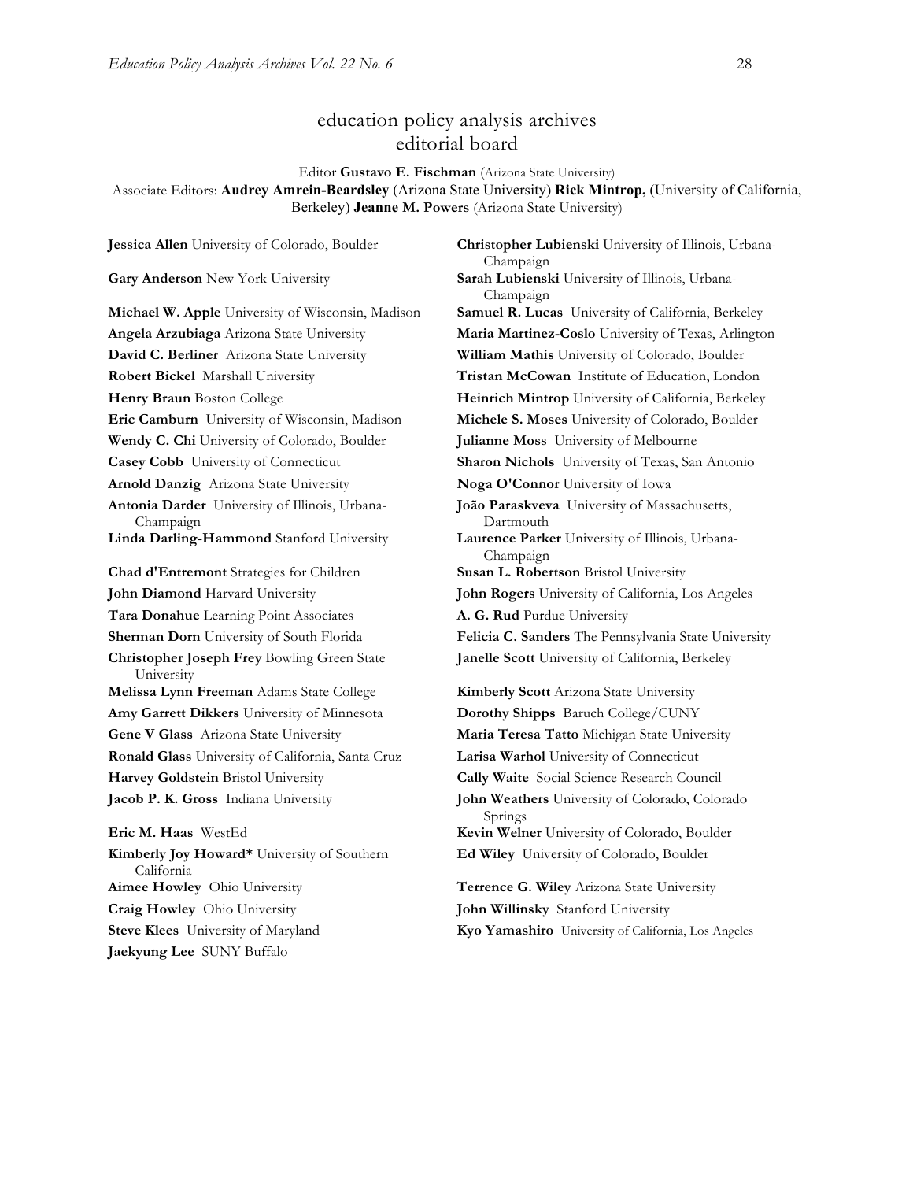# education policy analysis archives
## editorial board

Editor **Gustavo E. Fischman** (Arizona State University)

Associate Editors: **Audrey Amrein-Beardsley** (Arizona State University) **Rick Mintrop,** (University of California, Berkeley) **Jeanne M. Powers** (Arizona State University)

**Jessica Allen** University of Colorado, Boulder

**Gary Anderson** New York University

**Michael W. Apple** University of Wisconsin, Madison

**Angela Arzubiaga** Arizona State University

**David C. Berliner** Arizona State University

**Robert Bickel** Marshall University

**Henry Braun** Boston College

**Eric Camburn** University of Wisconsin, Madison

**Wendy C. Chi** University of Colorado, Boulder

**Casey Cobb** University of Connecticut

**Arnold Danzig** Arizona State University

**Antonia Darder** University of Illinois, Urbana-Champaign

**Linda Darling-Hammond** Stanford University

**Chad d'Entremont** Strategies for Children

**John Diamond** Harvard University

**Tara Donahue** Learning Point Associates

**Sherman Dorn** University of South Florida

**Christopher Joseph Frey** Bowling Green State University

**Melissa Lynn Freeman** Adams State College

**Amy Garrett Dikkers** University of Minnesota

**Gene V Glass** Arizona State University

**Ronald Glass** University of California, Santa Cruz

**Harvey Goldstein** Bristol University

**Jacob P. K. Gross** Indiana University

**Eric M. Haas** WestEd

**Kimberly Joy Howard*** University of Southern California

**Aimee Howley** Ohio University

**Craig Howley** Ohio University

**Steve Klees** University of Maryland

**Jaekyung Lee** SUNY Buffalo

**Christopher Lubienski** University of Illinois, Urbana-Champaign

**Sarah Lubienski** University of Illinois, Urbana-Champaign

**Samuel R. Lucas** University of California, Berkeley

**Maria Martinez-Coslo** University of Texas, Arlington

**William Mathis** University of Colorado, Boulder

**Tristan McCowan** Institute of Education, London

**Heinrich Mintrop** University of California, Berkeley

**Michele S. Moses** University of Colorado, Boulder

**Julianne Moss** University of Melbourne

**Sharon Nichols** University of Texas, San Antonio

**Noga O'Connor** University of Iowa

**João Paraskveva** University of Massachusetts, Dartmouth

**Laurence Parker** University of Illinois, Urbana-Champaign

**Susan L. Robertson** Bristol University

**John Rogers** University of California, Los Angeles

**A. G. Rud** Purdue University

**Felicia C. Sanders** The Pennsylvania State University

**Janelle Scott** University of California, Berkeley

**Kimberly Scott** Arizona State University

**Dorothy Shipps** Baruch College/CUNY

**Maria Teresa Tatto** Michigan State University

**Larisa Warhol** University of Connecticut

**Cally Waite** Social Science Research Council

**John Weathers** University of Colorado, Colorado Springs

**Kevin Welner** University of Colorado, Boulder

**Ed Wiley** University of Colorado, Boulder

**Terrence G. Wiley** Arizona State University

**John Willinsky** Stanford University

**Kyo Yamashiro** University of California, Los Angeles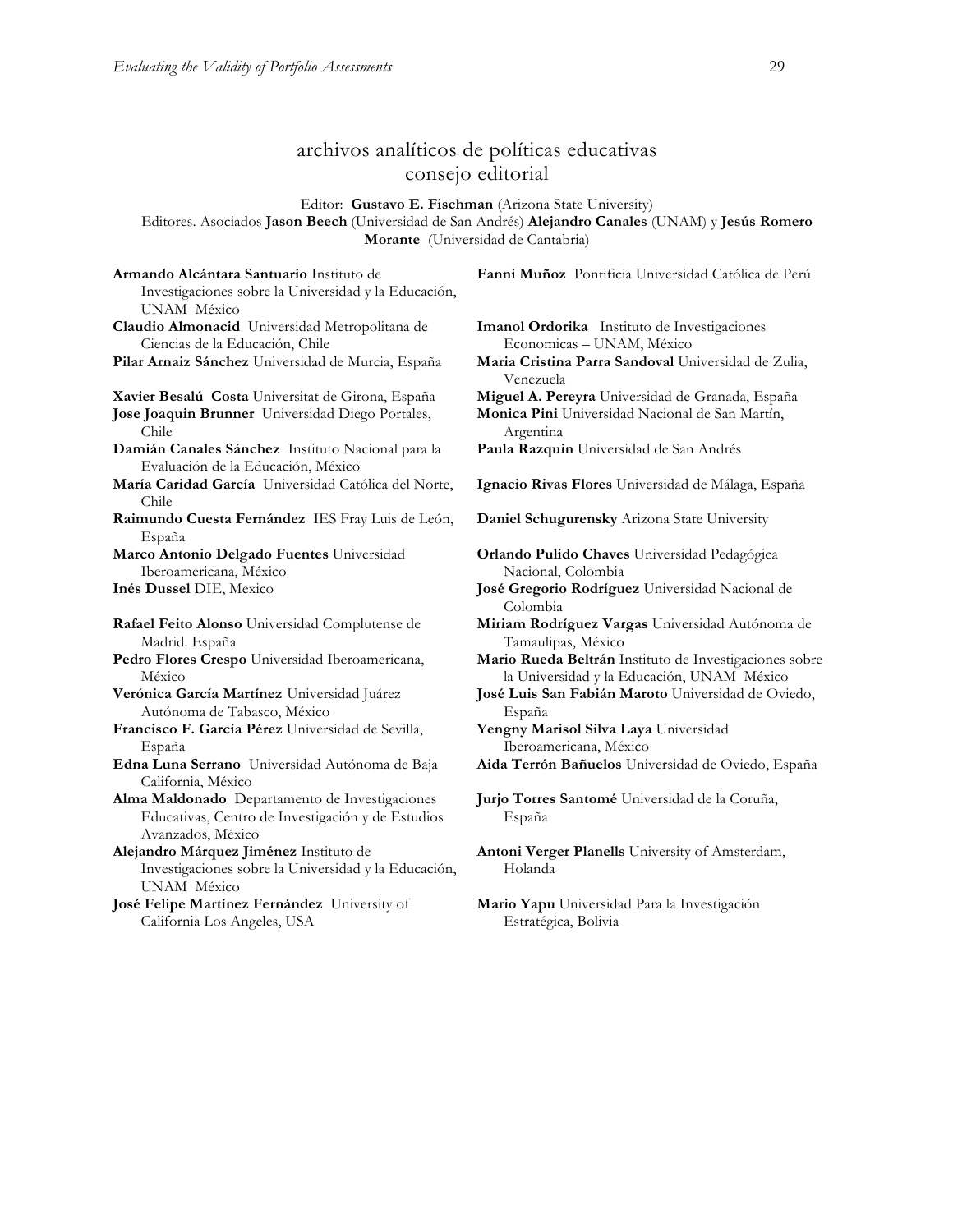## archivos analíticos de políticas educativas
## consejo editorial

Editor: **Gustavo E. Fischman** (Arizona State University)
Editores. Asociados **Jason Beech** (Universidad de San Andrés) **Alejandro Canales** (UNAM) y **Jesús Romero Morante** (Universidad de Cantabria)

**Armando Alcántara Santuario** Instituto de Investigaciones sobre la Universidad y la Educación, UNAM México

**Claudio Almonacid** Universidad Metropolitana de Ciencias de la Educación, Chile

**Pilar Arnaiz Sánchez** Universidad de Murcia, España

**Xavier Besalú Costa** Universitat de Girona, España

**Jose Joaquin Brunner** Universidad Diego Portales, Chile

**Damián Canales Sánchez** Instituto Nacional para la Evaluación de la Educación, México

**María Caridad García** Universidad Católica del Norte, Chile

**Raimundo Cuesta Fernández** IES Fray Luis de León, España

**Marco Antonio Delgado Fuentes** Universidad Iberoamericana, México

**Inés Dussel** DIE, Mexico

**Rafael Feito Alonso** Universidad Complutense de Madrid. España

**Pedro Flores Crespo** Universidad Iberoamericana, México

**Verónica García Martínez** Universidad Juárez Autónoma de Tabasco, México

**Francisco F. García Pérez** Universidad de Sevilla, España

**Edna Luna Serrano** Universidad Autónoma de Baja California, México

**Alma Maldonado** Departamento de Investigaciones Educativas, Centro de Investigación y de Estudios Avanzados, México

**Alejandro Márquez Jiménez** Instituto de Investigaciones sobre la Universidad y la Educación, UNAM México

**José Felipe Martínez Fernández** University of California Los Angeles, USA

**Fanni Muñoz** Pontificia Universidad Católica de Perú

**Imanol Ordorika** Instituto de Investigaciones Economicas – UNAM, México

**Maria Cristina Parra Sandoval** Universidad de Zulia, Venezuela

**Miguel A. Pereyra** Universidad de Granada, España

**Monica Pini** Universidad Nacional de San Martín, Argentina

**Paula Razquin** Universidad de San Andrés

**Ignacio Rivas Flores** Universidad de Málaga, España

**Daniel Schugurensky** Arizona State University

**Orlando Pulido Chaves** Universidad Pedagógica Nacional, Colombia

**José Gregorio Rodríguez** Universidad Nacional de Colombia

**Miriam Rodríguez Vargas** Universidad Autónoma de Tamaulipas, México

**Mario Rueda Beltrán** Instituto de Investigaciones sobre la Universidad y la Educación, UNAM México

**José Luis San Fabián Maroto** Universidad de Oviedo, España

**Yengny Marisol Silva Laya** Universidad Iberoamericana, México

**Aida Terrón Bañuelos** Universidad de Oviedo, España

**Jurjo Torres Santomé** Universidad de la Coruña, España

**Antoni Verger Planells** University of Amsterdam, Holanda

**Mario Yapu** Universidad Para la Investigación Estratégica, Bolivia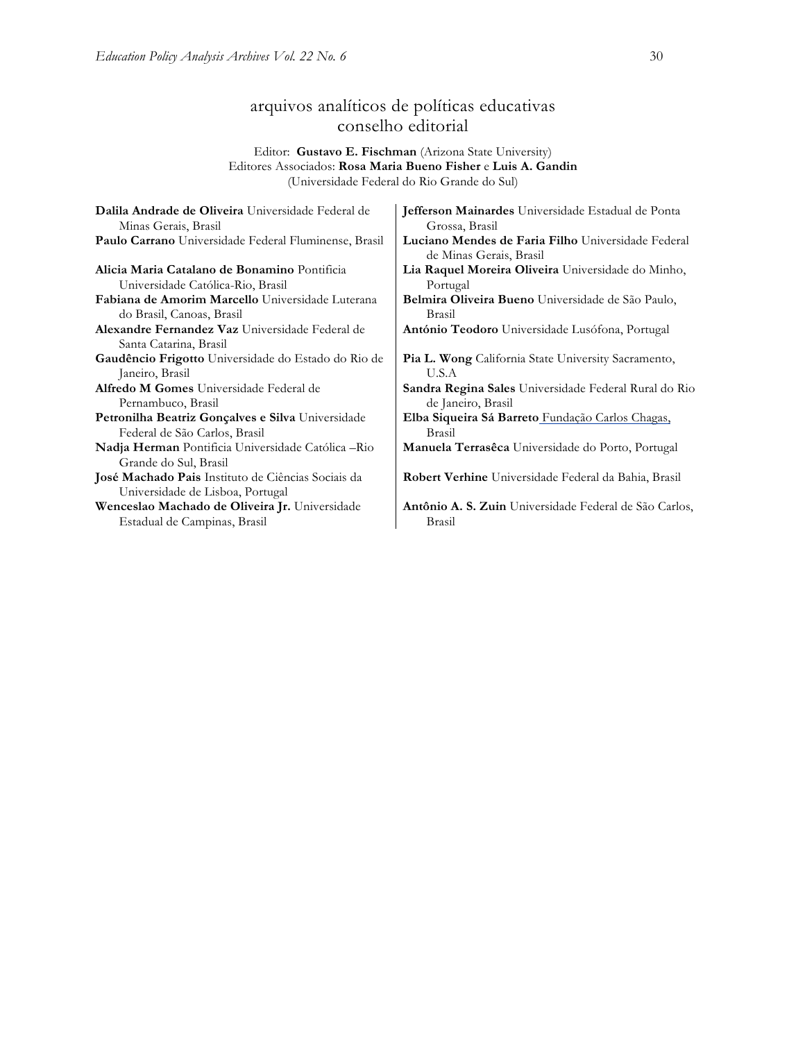## arquivos analíticos de políticas educativas
## conselho editorial

Editor: **Gustavo E. Fischman** (Arizona State University)
Editores Associados: **Rosa Maria Bueno Fisher** e **Luis A. Gandin**
(Universidade Federal do Rio Grande do Sul)

**Dalila Andrade de Oliveira** Universidade Federal de Minas Gerais, Brasil

**Paulo Carrano** Universidade Federal Fluminense, Brasil

**Alicia Maria Catalano de Bonamino** Pontificia Universidade Católica-Rio, Brasil

**Fabiana de Amorim Marcello** Universidade Luterana do Brasil, Canoas, Brasil

**Alexandre Fernandez Vaz** Universidade Federal de Santa Catarina, Brasil

**Gaudêncio Frigotto** Universidade do Estado do Rio de Janeiro, Brasil

**Alfredo M Gomes** Universidade Federal de Pernambuco, Brasil

**Petronilha Beatriz Gonçalves e Silva** Universidade Federal de São Carlos, Brasil

**Nadja Herman** Pontificia Universidade Católica –Rio Grande do Sul, Brasil

**José Machado Pais** Instituto de Ciências Sociais da Universidade de Lisboa, Portugal

**Wenceslao Machado de Oliveira Jr.** Universidade Estadual de Campinas, Brasil

**Jefferson Mainardes** Universidade Estadual de Ponta Grossa, Brasil

**Luciano Mendes de Faria Filho** Universidade Federal de Minas Gerais, Brasil

**Lia Raquel Moreira Oliveira** Universidade do Minho, Portugal

**Belmira Oliveira Bueno** Universidade de São Paulo, Brasil

**António Teodoro** Universidade Lusófona, Portugal

**Pia L. Wong** California State University Sacramento, U.S.A

**Sandra Regina Sales** Universidade Federal Rural do Rio de Janeiro, Brasil

**Elba Siqueira Sá Barreto** Fundação Carlos Chagas, Brasil

**Manuela Terrasêca** Universidade do Porto, Portugal

**Robert Verhine** Universidade Federal da Bahia, Brasil

**Antônio A. S. Zuin** Universidade Federal de São Carlos, Brasil